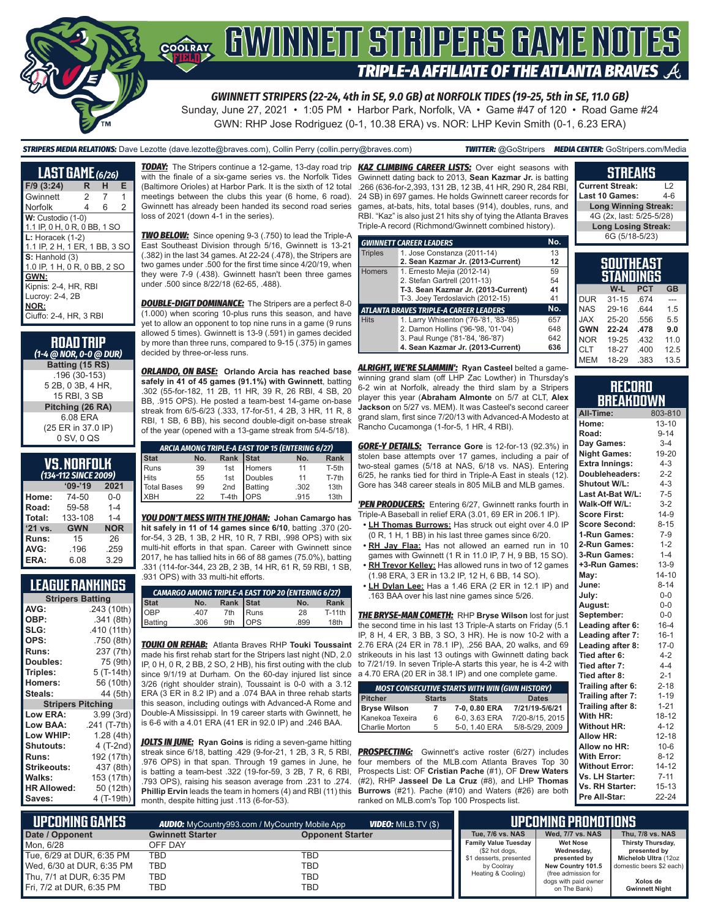# GWINNETT STRIPERS GAME NOTES

## TRIPLE-A AFFILIATE OF THE ATLANTA BRAVES

**GWINNETT STRIPERS (22-24, 4th in SE, 9.0 GB) at NORFOLK TIDES (19-25, 5th in SE, 11.0 GB)**

Sunday, June 27, 2021 • 1:05 PM • Harbor Park, Norfolk, VA • Game #47 of 120 • Road Game #24

GWN: RHP Jose Rodriguez (0-1, 10.38 ERA) vs. NOR: LHP Kevin Smith (0-1, 6.23 ERA)

**STRIPERS MEDIA RELATIONS:** Dave Lezotte (dave.lezotte@braves.com), Collin Perry (collin.perry@braves.com) **TWITTER:** @GoStripers **MEDIA CENTER:** GoStripers.com/Media

## LAST GAME (6/26)

| F/9 (3:24) | R | H | E |
|---|---|---|---|
| Gwinnett | 2 | 7 | 1 |
| Norfolk | 4 | 6 | 2 |

**W:** Custodio (1-0)
1.1 IP, 0 H, 0 R, 0 BB, 1 SO

**L:** Horacek (1-2)
1.1 IP, 2 H, 1 ER, 1 BB, 3 SO

**S:** Hanhold (3)
1.0 IP, 1 H, 0 R, 0 BB, 2 SO

**GWN:**
Kipnis: 2-4, HR, RBI
Lucroy: 2-4, 2B

**NOR:**
Ciuffo: 2-4, HR, 3 RBI

## ROAD TRIP
*(1-4 @ NOR, 0-0 @ DUR)*

**Batting (15 RS)**
.196 (30-153)
5 2B, 0 3B, 4 HR,
15 RBI, 3 SB

**Pitching (26 RA)**
6.08 ERA
(25 ER in 37.0 IP)
0 SV, 0 QS

## VS. NORFOLK
*(134-112 SINCE 2009)*

| | '09-'19 | 2021 |
|---|---|---|
| Home: | 74-50 | 0-0 |
| Road: | 59-58 | 1-4 |
| Total: | 133-108 | 1-4 |
| '21 vs. | GWN | NOR |
| Runs: | 15 | 26 |
| AVG: | .196 | .259 |
| ERA: | 6.08 | 3.29 |

## LEAGUE RANKINGS

| Stripers Batting | |
|---|---|
| AVG: | .243 (10th) |
| OBP: | .341 (8th) |
| SLG: | .410 (11th) |
| OPS: | .750 (8th) |
| Runs: | 237 (7th) |
| Doubles: | 75 (9th) |
| Triples: | 5 (T-14th) |
| Homers: | 56 (10th) |
| Steals: | 44 (5th) |
| **Stripers Pitching** | |
| Low ERA: | 3.99 (3rd) |
| Low BAA: | .241 (T-7th) |
| Low WHIP: | 1.28 (4th) |
| Shutouts: | 4 (T-2nd) |
| Runs: | 192 (17th) |
| Strikeouts: | 437 (8th) |
| Walks: | 153 (17th) |
| HR Allowed: | 50 (12th) |
| Saves: | 4 (T-19th) |

***TODAY:*** The Stripers continue a 12-game, 13-day road trip with the finale of a six-game series vs. the Norfolk Tides (Baltimore Orioles) at Harbor Park. It is the sixth of 12 total meetings between the clubs this year (6 home, 6 road). Gwinnett has already been handed its second road series loss of 2021 (down 4-1 in the series).

***TWO BELOW:*** Since opening 9-3 (.750) to lead the Triple-A East Southeast Division through 5/16, Gwinnett is 13-21 (.382) in the last 34 games. At 22-24 (.478), the Stripers are two games under .500 for the first time since 4/20/19, when they were 7-9 (.438). Gwinnett hasn't been three games under .500 since 8/22/18 (62-65, .488).

***DOUBLE-DIGIT DOMINANCE:*** The Stripers are a perfect 8-0 (1.000) when scoring 10-plus runs this season, and have yet to allow an opponent to top nine runs in a game (9 runs allowed 5 times). Gwinnett is 13-9 (.591) in games decided by more than three runs, compared to 9-15 (.375) in games decided by three-or-less runs.

***ORLANDO, ON BASE:*** **Orlando Arcia has reached base safely in 41 of 45 games (91.1%) with Gwinnett**, batting .302 (55-for-182, 11 2B, 11 HR, 39 R, 26 RBI, 4 SB, 20 BB, .915 OPS). He posted a team-best 14-game on-base streak from 6/5-6/23 (.333, 17-for-51, 4 2B, 3 HR, 11 R, 8 RBI, 1 SB, 6 BB), his second double-digit on-base streak of the year (opened with a 13-game streak from 5/4-5/18).

| ARCIA AMONG TRIPLE-A EAST TOP 15 (ENTERING 6/27) | | | | | |
|---|---|---|---|---|---|
| Stat | No. | Rank | Stat | No. | Rank |
| Runs | 39 | 1st | Homers | 11 | T-5th |
| Hits | 55 | 1st | Doubles | 11 | T-7th |
| Total Bases | 99 | 2nd | Batting | .302 | 13th |
| XBH | 22 | T-4th | OPS | .915 | 13th |

***YOU DON'T MESS WITH THE JOHAN:*** **Johan Camargo has hit safely in 11 of 14 games since 6/10**, batting .370 (20-for-54, 3 2B, 1 3B, 2 HR, 10 R, 7 RBI, .998 OPS) with six multi-hit efforts in that span. Career with Gwinnett since 2017, he has tallied hits in 66 of 88 games (75.0%), batting .331 (114-for-344, 23 2B, 2 3B, 14 HR, 61 R, 59 RBI, 1 SB, .931 OPS) with 33 multi-hit efforts.

| CAMARGO AMONG TRIPLE-A EAST TOP 20 (ENTERING 6/27) | | | | | |
|---|---|---|---|---|---|
| Stat | No. | Rank | Stat | No. | Rank |
| OBP | .407 | 7th | Runs | 28 | T-11th |
| Batting | .306 | 9th | OPS | .899 | 18th |

***TOUKI ON REHAB:*** Atlanta Braves RHP **Touki Toussaint** made his first rehab start for the Stripers last night (ND, 2.0 IP, 0 H, 0 R, 2 BB, 2 SO, 2 HB), his first outing with the club since 9/19/19 at Durham. On the 60-day injured list since 3/26 (right shoulder strain), Toussaint is 0-0 with a 3.12 ERA (3 ER in 8.2 IP) and a .074 BAA in three rehab starts this season, including outings with Advanced-A Rome and Double-A Mississippi. In 19 career starts with Gwinnett, he is 6-6 with a 4.01 ERA (41 ER in 92.0 IP) and .246 BAA.

***JOLTS IN JUNE:*** **Ryan Goins** is riding a seven-game hitting streak since 6/18, batting .429 (9-for-21, 1 2B, 3 R, 5 RBI, .976 OPS) in that span. Through 19 games in June, he is batting a team-best .322 (19-for-59, 3 2B, 7 R, 6 RBI, .793 OPS), raising his season average from .231 to .274. **Phillip Ervin** leads the team in homers (4) and RBI (11) this month, despite hitting just .113 (6-for-53).

***KAZ CLIMBING CAREER LISTS:*** Over eight seasons with Gwinnett dating back to 2013, **Sean Kazmar Jr.** is batting .266 (636-for-2,393, 131 2B, 12 3B, 41 HR, 290 R, 284 RBI, 24 SB) in 697 games. He holds Gwinnett career records for games, at-bats, hits, total bases (914), doubles, runs, and RBI. "Kaz" is also just 21 hits shy of tying the Atlanta Braves Triple-A record (Richmond/Gwinnett combined history).

| GWINNETT CAREER LEADERS | | No. |
|---|---|---|
| Triples | 1. Jose Constanza (2011-14) | 13 |
| | **2. Sean Kazmar Jr. (2013-Current)** | **12** |
| Homers | 1. Ernesto Mejia (2012-14) | 59 |
| | 2. Stefan Gartrell (2011-13) | 54 |
| | **T-3. Sean Kazmar Jr. (2013-Current)** | **41** |
| | T-3. Joey Terdoslavich (2012-15) | 41 |
| **ATLANTA BRAVES TRIPLE-A CAREER LEADERS** | | **No.** |
| Hits | 1. Larry Whisenton ('76-'81, '83-'85) | 657 |
| | 2. Damon Hollins ('96-'98, '01-'04) | 648 |
| | 3. Paul Runge ('81-'84, '86-'87) | 642 |
| | **4. Sean Kazmar Jr. (2013-Current)** | **636** |

***ALRIGHT, WE'RE SLAMMIN':*** **Ryan Casteel** belted a game-winning grand slam (off LHP Zac Lowther) in Thursday's 6-2 win at Norfolk, already the third slam by a Stripers player this year (**Abraham Almonte** on 5/7 at CLT, **Alex Jackson** on 5/27 vs. MEM). It was Casteel's second career grand slam, first since 7/20/13 with Advanced-A Modesto at Rancho Cucamonga (1-for-5, 1 HR, 4 RBI).

***GORE-Y DETAILS:*** **Terrance Gore** is 12-for-13 (92.3%) in stolen base attempts over 17 games, including a pair of two-steal games (5/18 at NAS, 6/18 vs. NAS). Entering 6/25, he ranks tied for third in Triple-A East in steals (12). Gore has 348 career steals in 805 MiLB and MLB games.

***'PEN PRODUCERS:*** Entering 6/27, Gwinnett ranks fourth in Triple-A Baseball in relief ERA (3.01, 69 ER in 206.1 IP).

- **LH Thomas Burrows:** Has struck out eight over 4.0 IP (0 R, 1 H, 1 BB) in his last three games since 6/20.
- **RH Jay Flaa:** Has not allowed an earned run in 10 games with Gwinnett (1 R in 11.0 IP, 7 H, 9 BB, 15 SO).
- **RH Trevor Kelley:** Has allowed runs in two of 12 games (1.98 ERA, 3 ER in 13.2 IP, 12 H, 6 BB, 14 SO).
- **LH Dylan Lee:** Has a 1.46 ERA (2 ER in 12.1 IP) and .163 BAA over his last nine games since 5/26.

***THE BRYSE-MAN COMETH:*** RHP **Bryse Wilson** lost for just the second time in his last 13 Triple-A starts on Friday (5.1 IP, 8 H, 4 ER, 3 BB, 3 SO, 3 HR). He is now 10-2 with a 2.76 ERA (24 ER in 78.1 IP), .256 BAA, 20 walks, and 69 strikeouts in his last 13 outings with Gwinnett dating back to 7/21/19. In seven Triple-A starts this year, he is 4-2 with a 4.70 ERA (20 ER in 38.1 IP) and one complete game.

| MOST CONSECUTIVE STARTS WITH WIN (GWN HISTORY) | | | |
|---|---|---|---|
| Pitcher | Starts | Stats | Dates |
| **Bryse Wilson** | **7** | **7-0, 0.80 ERA** | **7/21/19-5/6/21** |
| Kanekoa Texeira | 6 | 6-0, 3.63 ERA | 7/20-8/15, 2015 |
| Charlie Morton | 5 | 5-0, 1.40 ERA | 5/8-5/29, 2009 |

***PROSPECTING:*** Gwinnett's active roster (6/27) includes four members of the MLB.com Atlanta Braves Top 30 Prospects List: OF **Cristian Pache** (#1), OF **Drew Waters** (#2), RHP **Jasseel De La Cruz** (#8), and LHP **Thomas Burrows** (#21). Pache (#10) and Waters (#26) are both ranked on MLB.com's Top 100 Prospects list.

## STREAKS

| | |
|---|---|
| Current Streak: | L2 |
| Last 10 Games: | 4-6 |
| **Long Winning Streak:** | |
| 4G (2x, last: 5/25-5/28) | |
| **Long Losing Streak:** | |
| 6G (5/18-5/23) | |

## SOUTHEAST STANDINGS

| | W-L | PCT | GB |
|---|---|---|---|
| DUR | 31-15 | .674 | --- |
| NAS | 29-16 | .644 | 1.5 |
| JAX | 25-20 | .556 | 5.5 |
| **GWN** | **22-24** | **.478** | **9.0** |
| NOR | 19-25 | .432 | 11.0 |
| CLT | 18-27 | .400 | 12.5 |
| MEM | 18-29 | .383 | 13.5 |

## RECORD BREAKDOWN

| | |
|---|---|
| All-Time: | 803-810 |
| Home: | 13-10 |
| Road: | 9-14 |
| Day Games: | 3-4 |
| Night Games: | 19-20 |
| Extra Innings: | 4-3 |
| Doubleheaders: | 2-2 |
| Shutout W/L: | 4-3 |
| Last At-Bat W/L: | 7-5 |
| Walk-Off W/L: | 3-2 |
| Score First: | 14-9 |
| Score Second: | 8-15 |
| 1-Run Games: | 7-9 |
| 2-Run Games: | 1-2 |
| 3-Run Games: | 1-4 |
| +3-Run Games: | 13-9 |
| May: | 14-10 |
| June: | 8-14 |
| July: | 0-0 |
| August: | 0-0 |
| September: | 0-0 |
| Leading after 6: | 16-4 |
| Leading after 7: | 16-1 |
| Leading after 8: | 17-0 |
| Tied after 6: | 4-2 |
| Tied after 7: | 4-4 |
| Tied after 8: | 2-1 |
| Trailing after 6: | 2-18 |
| Trailing after 7: | 1-19 |
| Trailing after 8: | 1-21 |
| With HR: | 18-12 |
| Without HR: | 4-12 |
| Allow HR: | 12-18 |
| Allow no HR: | 10-6 |
| With Error: | 8-12 |
| Without Error: | 14-12 |
| Vs. LH Starter: | 7-11 |
| Vs. RH Starter: | 15-13 |
| Pre All-Star: | 22-24 |

## UPCOMING GAMES

**AUDIO:** MyCountry993.com / MyCountry Mobile App **VIDEO:** MiLB.TV ($)

| Date / Opponent | Gwinnett Starter | Opponent Starter |
|---|---|---|
| Mon, 6/28 | OFF DAY | |
| Tue, 6/29 at DUR, 6:35 PM | TBD | TBD |
| Wed, 6/30 at DUR, 6:35 PM | TBD | TBD |
| Thu, 7/1 at DUR, 6:35 PM | TBD | TBD |
| Fri, 7/2 at DUR, 6:35 PM | TBD | TBD |

## UPCOMING PROMOTIONS

| Tue, 7/6 vs. NAS | Wed, 7/7 vs. NAS | Thu, 7/8 vs. NAS |
|---|---|---|
| **Family Value Tuesday** ($2 hot dogs, $1 desserts, presented by Coolray Heating & Cooling) | **Wet Nose Wednesday, presented by New Country 101.5** (free admission for dogs with paid owner on The Bank) | **Thirsty Thursday, presented by Michelob Ultra** (12oz domestic beers $2 each) **Xolos de Gwinnett Night** |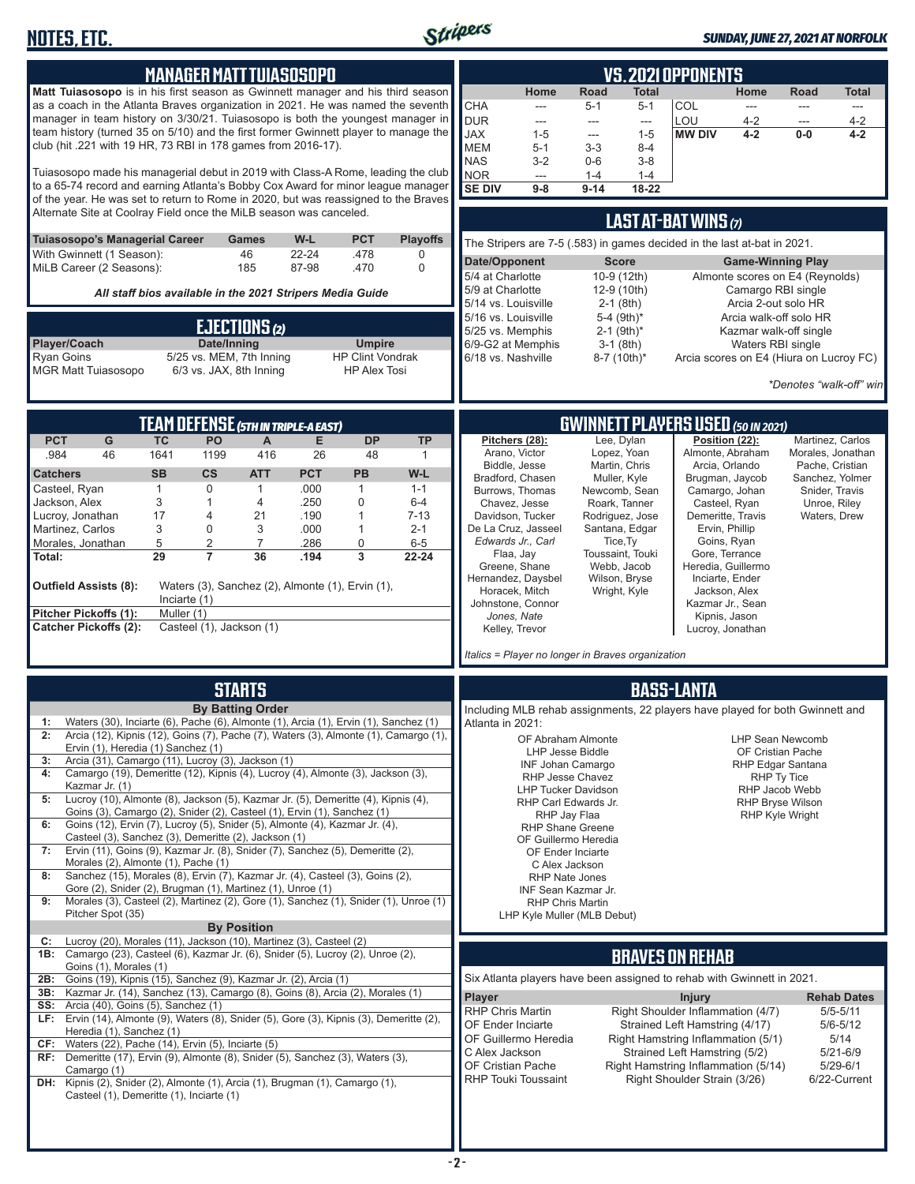# NOTES, ETC.

*SUNDAY, JUNE 27, 2021 AT NORFOLK*

## MANAGER MATT TUIASOSOPO

**Matt Tuiasosopo** is in his first season as Gwinnett manager and his third season as a coach in the Atlanta Braves organization in 2021. He was named the seventh manager in team history on 3/30/21. Tuiasosopo is both the youngest manager in team history (turned 35 on 5/10) and the first former Gwinnett player to manage the club (hit .221 with 19 HR, 73 RBI in 178 games from 2016-17).

Tuiasosopo made his managerial debut in 2019 with Class-A Rome, leading the club to a 65-74 record and earning Atlanta's Bobby Cox Award for minor league manager of the year. He was set to return to Rome in 2020, but was reassigned to the Braves Alternate Site at Coolray Field once the MiLB season was canceled.

| Tuiasosopo's Managerial Career | Games | W-L | PCT | Playoffs |
|---|---|---|---|---|
| With Gwinnett (1 Season): | 46 | 22-24 | .478 | 0 |
| MiLB Career (2 Seasons): | 185 | 87-98 | .470 | 0 |

*All staff bios available in the 2021 Stripers Media Guide*

## EJECTIONS (2)

| Player/Coach | Date/Inning | Umpire |
|---|---|---|
| Ryan Goins | 5/25 vs. MEM, 7th Inning | HP Clint Vondrak |
| MGR Matt Tuiasosopo | 6/3 vs. JAX, 8th Inning | HP Alex Tosi |

## TEAM DEFENSE (5TH IN TRIPLE-A EAST)

| PCT | G | TC | PO | A | E | DP | TP |
|---|---|---|---|---|---|---|---|
| .984 | 46 | 1641 | 1199 | 416 | 26 | 48 | 1 |

| Catchers | SB | CS | ATT | PCT | PB | W-L |
|---|---|---|---|---|---|---|
| Casteel, Ryan | 1 | 0 | 1 | .000 | 1 | 1-1 |
| Jackson, Alex | 3 | 1 | 4 | .250 | 0 | 6-4 |
| Lucroy, Jonathan | 17 | 4 | 21 | .190 | 1 | 7-13 |
| Martinez, Carlos | 3 | 0 | 3 | .000 | 1 | 2-1 |
| Morales, Jonathan | 5 | 2 | 7 | .286 | 0 | 6-5 |
| **Total:** | **29** | **7** | **36** | **.194** | **3** | **22-24** |

**Outfield Assists (8):** Waters (3), Sanchez (2), Almonte (1), Ervin (1), Inciarte (1)
**Pitcher Pickoffs (1):** Muller (1)
**Catcher Pickoffs (2):** Casteel (1), Jackson (1)

## STARTS

**By Batting Order**

- **1:** Waters (30), Inciarte (6), Pache (6), Almonte (1), Arcia (1), Ervin (1), Sanchez (1)
- **2:** Arcia (12), Kipnis (12), Goins (7), Pache (7), Waters (3), Almonte (1), Camargo (1), Ervin (1), Heredia (1) Sanchez (1)
- **3:** Arcia (31), Camargo (11), Lucroy (3), Jackson (1)
- **4:** Camargo (19), Demeritte (12), Kipnis (4), Lucroy (4), Almonte (3), Jackson (3), Kazmar Jr. (1)
- **5:** Lucroy (10), Almonte (8), Jackson (5), Kazmar Jr. (5), Demeritte (4), Kipnis (4), Goins (3), Camargo (2), Snider (2), Casteel (1), Ervin (1), Sanchez (1)
- **6:** Goins (12), Ervin (7), Lucroy (5), Snider (5), Almonte (4), Kazmar Jr. (4), Casteel (3), Sanchez (3), Demeritte (2), Jackson (1)
- **7:** Ervin (11), Goins (9), Kazmar Jr. (8), Snider (7), Sanchez (5), Demeritte (2), Morales (2), Almonte (1), Pache (1)
- **8:** Sanchez (15), Morales (8), Ervin (7), Kazmar Jr. (4), Casteel (3), Goins (2), Gore (2), Snider (2), Brugman (1), Martinez (1), Unroe (1)
- **9:** Morales (3), Casteel (2), Martinez (2), Gore (1), Sanchez (1), Snider (1), Unroe (1) Pitcher Spot (35)

**By Position**

- **C:** Lucroy (20), Morales (11), Jackson (10), Martinez (3), Casteel (2)
- **1B:** Camargo (23), Casteel (6), Kazmar Jr. (6), Snider (5), Lucroy (2), Unroe (2), Goins (1), Morales (1)
- **2B:** Goins (19), Kipnis (15), Sanchez (9), Kazmar Jr. (2), Arcia (1)
- **3B:** Kazmar Jr. (14), Sanchez (13), Camargo (8), Goins (8), Arcia (2), Morales (1)
- **SS:** Arcia (40), Goins (5), Sanchez (1)
- **LF:** Ervin (14), Almonte (9), Waters (8), Snider (5), Gore (3), Kipnis (3), Demeritte (2), Heredia (1), Sanchez (1)
- **CF:** Waters (22), Pache (14), Ervin (5), Inciarte (5)
- **RF:** Demeritte (17), Ervin (9), Almonte (8), Snider (5), Sanchez (3), Waters (3), Camargo (1)
- **DH:** Kipnis (2), Snider (2), Almonte (1), Arcia (1), Brugman (1), Camargo (1), Casteel (1), Demeritte (1), Inciarte (1)

## VS. 2021 OPPONENTS

| | Home | Road | Total | | Home | Road | Total |
|---|---|---|---|---|---|---|---|
| CHA | --- | 5-1 | 5-1 | COL | --- | --- | --- |
| DUR | --- | --- | --- | LOU | 4-2 | --- | 4-2 |
| JAX | 1-5 | --- | 1-5 | **MW DIV** | **4-2** | **0-0** | **4-2** |
| MEM | 5-1 | 3-3 | 8-4 | | | | |
| NAS | 3-2 | 0-6 | 3-8 | | | | |
| NOR | --- | 1-4 | 1-4 | | | | |
| **SE DIV** | **9-8** | **9-14** | **18-22** | | | | |

## LAST AT-BAT WINS (7)

The Stripers are 7-5 (.583) in games decided in the last at-bat in 2021.

| Date/Opponent | Score | Game-Winning Play |
|---|---|---|
| 5/4 at Charlotte | 10-9 (12th) | Almonte scores on E4 (Reynolds) |
| 5/9 at Charlotte | 12-9 (10th) | Camargo RBI single |
| 5/14 vs. Louisville | 2-1 (8th) | Arcia 2-out solo HR |
| 5/16 vs. Louisville | 5-4 (9th)* | Arcia walk-off solo HR |
| 5/25 vs. Memphis | 2-1 (9th)* | Kazmar walk-off single |
| 6/9-G2 at Memphis | 3-1 (8th) | Waters RBI single |
| 6/18 vs. Nashville | 8-7 (10th)* | Arcia scores on E4 (Hiura on Lucroy FC) |

*\*Denotes "walk-off" win*

## GWINNETT PLAYERS USED (50 IN 2021)

**Pitchers (28):**
Arano, Victor
Biddle, Jesse
Bradford, Chasen
Burrows, Thomas
Chavez, Jesse
Davidson, Tucker
De La Cruz, Jasseel
*Edwards Jr., Carl*
Flaa, Jay
Greene, Shane
Hernandez, Daysbel
Horacek, Mitch
Johnstone, Connor
*Jones, Nate*
Kelley, Trevor
Lee, Dylan
Lopez, Yoan
Martin, Chris
Muller, Kyle
Newcomb, Sean
Roark, Tanner
Rodriguez, Jose
Santana, Edgar
Tice,Ty
Toussaint, Touki
Webb, Jacob
Wilson, Bryse
Wright, Kyle

**Position (22):**
Almonte, Abraham
Arcia, Orlando
Brugman, Jaycob
Camargo, Johan
Casteel, Ryan
Demeritte, Travis
Ervin, Phillip
Goins, Ryan
Gore, Terrance
Heredia, Guillermo
Inciarte, Ender
Jackson, Alex
Kazmar Jr., Sean
Kipnis, Jason
Lucroy, Jonathan
Martinez, Carlos
Morales, Jonathan
Pache, Cristian
Sanchez, Yolmer
Snider, Travis
Unroe, Riley
Waters, Drew

*Italics = Player no longer in Braves organization*

## BASS-LANTA

Including MLB rehab assignments, 22 players have played for both Gwinnett and Atlanta in 2021:

OF Abraham Almonte
LHP Jesse Biddle
INF Johan Camargo
RHP Jesse Chavez
LHP Tucker Davidson
RHP Carl Edwards Jr.
RHP Jay Flaa
RHP Shane Greene
OF Guillermo Heredia
OF Ender Inciarte
C Alex Jackson
RHP Nate Jones
INF Sean Kazmar Jr.
RHP Chris Martin
LHP Kyle Muller (MLB Debut)
LHP Sean Newcomb
OF Cristian Pache
RHP Edgar Santana
RHP Ty Tice
RHP Jacob Webb
RHP Bryse Wilson
RHP Kyle Wright

## BRAVES ON REHAB

Six Atlanta players have been assigned to rehab with Gwinnett in 2021.

| Player | Injury | Rehab Dates |
|---|---|---|
| RHP Chris Martin | Right Shoulder Inflammation (4/7) | 5/5-5/11 |
| OF Ender Inciarte | Strained Left Hamstring (4/17) | 5/6-5/12 |
| OF Guillermo Heredia | Right Hamstring Inflammation (5/1) | 5/14 |
| C Alex Jackson | Strained Left Hamstring (5/2) | 5/21-6/9 |
| OF Cristian Pache | Right Hamstring Inflammation (5/14) | 5/29-6/1 |
| RHP Touki Toussaint | Right Shoulder Strain (3/26) | 6/22-Current |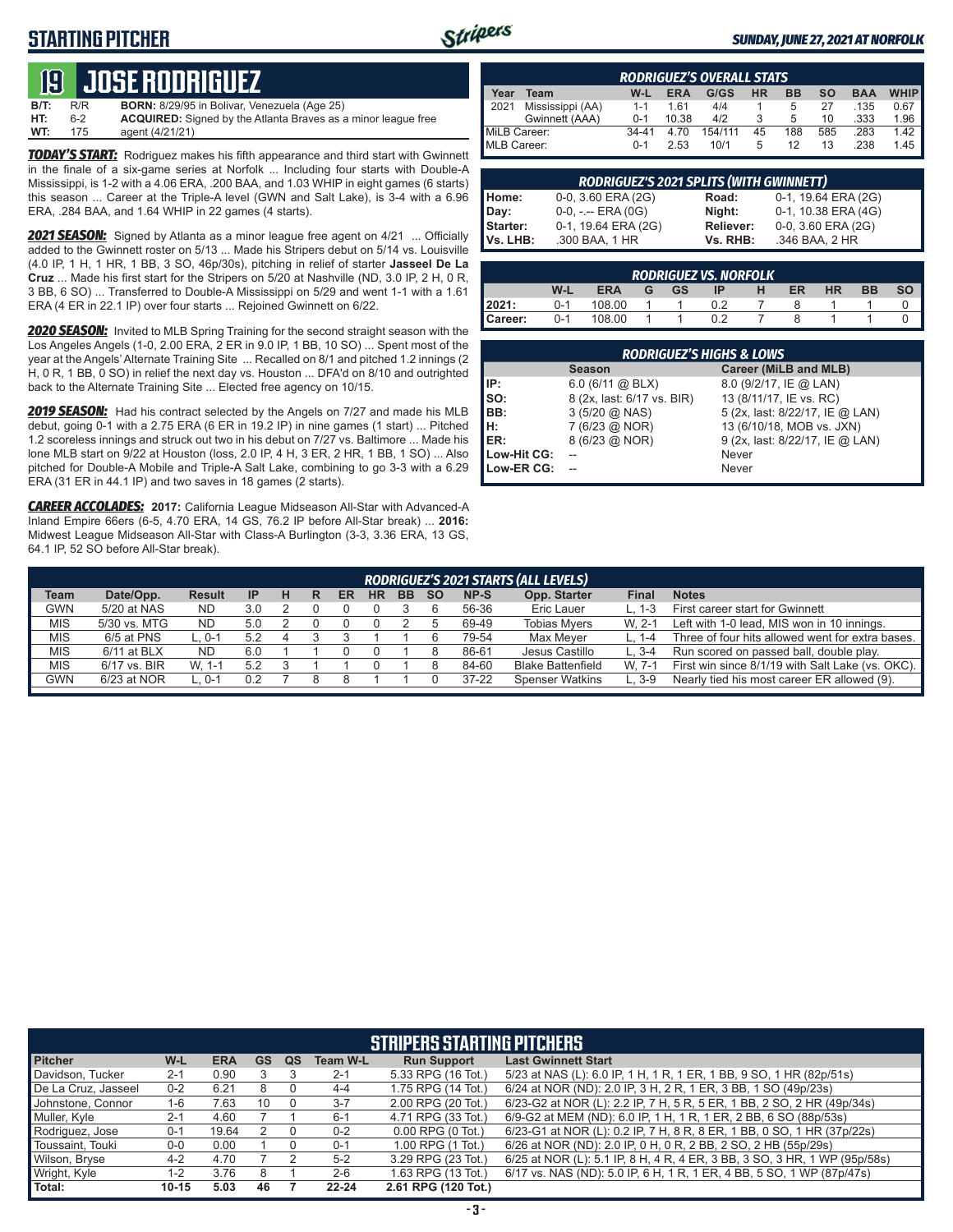## STARTING PITCHER

*SUNDAY, JUNE 27, 2021 AT NORFOLK*

# 19 JOSE RODRIGUEZ

| | | |
|---|---|---|
| **B/T:** | R/R | **BORN:** 8/29/95 in Bolivar, Venezuela (Age 25) |
| **HT:** | 6-2 | **ACQUIRED:** Signed by the Atlanta Braves as a minor league free |
| **WT:** | 175 | agent (4/21/21) |

***TODAY'S START:*** Rodriguez makes his fifth appearance and third start with Gwinnett in the finale of a six-game series at Norfolk ... Including four starts with Double-A Mississippi, is 1-2 with a 4.06 ERA, .200 BAA, and 1.03 WHIP in eight games (6 starts) this season ... Career at the Triple-A level (GWN and Salt Lake), is 3-4 with a 6.96 ERA, .284 BAA, and 1.64 WHIP in 22 games (4 starts).

***2021 SEASON:*** Signed by Atlanta as a minor league free agent on 4/21 ... Officially added to the Gwinnett roster on 5/13 ... Made his Stripers debut on 5/14 vs. Louisville (4.0 IP, 1 H, 1 HR, 1 BB, 3 SO, 46p/30s), pitching in relief of starter **Jasseel De La Cruz** ... Made his first start for the Stripers on 5/20 at Nashville (ND, 3.0 IP, 2 H, 0 R, 3 BB, 6 SO) ... Transferred to Double-A Mississippi on 5/29 and went 1-1 with a 1.61 ERA (4 ER in 22.1 IP) over four starts ... Rejoined Gwinnett on 6/22.

***2020 SEASON:*** Invited to MLB Spring Training for the second straight season with the Los Angeles Angels (1-0, 2.00 ERA, 2 ER in 9.0 IP, 1 BB, 10 SO) ... Spent most of the year at the Angels' Alternate Training Site ... Recalled on 8/1 and pitched 1.2 innings (2 H, 0 R, 1 BB, 0 SO) in relief the next day vs. Houston ... DFA'd on 8/10 and outrighted back to the Alternate Training Site ... Elected free agency on 10/15.

***2019 SEASON:*** Had his contract selected by the Angels on 7/27 and made his MLB debut, going 0-1 with a 2.75 ERA (6 ER in 19.2 IP) in nine games (1 start) ... Pitched 1.2 scoreless innings and struck out two in his debut on 7/27 vs. Baltimore ... Made his lone MLB start on 9/22 at Houston (loss, 2.0 IP, 4 H, 3 ER, 2 HR, 1 BB, 1 SO) ... Also pitched for Double-A Mobile and Triple-A Salt Lake, combining to go 3-3 with a 6.29 ERA (31 ER in 44.1 IP) and two saves in 18 games (2 starts).

***CAREER ACCOLADES:*** **2017:** California League Midseason All-Star with Advanced-A Inland Empire 66ers (6-5, 4.70 ERA, 14 GS, 76.2 IP before All-Star break) ... **2016:** Midwest League Midseason All-Star with Class-A Burlington (3-3, 3.36 ERA, 13 GS, 64.1 IP, 52 SO before All-Star break).

### RODRIGUEZ'S OVERALL STATS

| Year | Team | W-L | ERA | G/GS | HR | BB | SO | BAA | WHIP |
|---|---|---|---|---|---|---|---|---|---|
| 2021 | Mississippi (AA) | 1-1 | 1.61 | 4/4 | 1 | 5 | 27 | .135 | 0.67 |
| | Gwinnett (AAA) | 0-1 | 10.38 | 4/2 | 3 | 5 | 10 | .333 | 1.96 |
| MiLB Career: | | 34-41 | 4.70 | 154/111 | 45 | 188 | 585 | .283 | 1.42 |
| MLB Career: | | 0-1 | 2.53 | 10/1 | 5 | 12 | 13 | .238 | 1.45 |

### RODRIGUEZ'S 2021 SPLITS (WITH GWINNETT)

| | | | |
|---|---|---|---|
| **Home:** | 0-0, 3.60 ERA (2G) | **Road:** | 0-1, 19.64 ERA (2G) |
| **Day:** | 0-0, -.-- ERA (0G) | **Night:** | 0-1, 10.38 ERA (4G) |
| **Starter:** | 0-1, 19.64 ERA (2G) | **Reliever:** | 0-0, 3.60 ERA (2G) |
| **Vs. LHB:** | .300 BAA, 1 HR | **Vs. RHB:** | .346 BAA, 2 HR |

### RODRIGUEZ VS. NORFOLK

| | W-L | ERA | G | GS | IP | H | ER | HR | BB | SO |
|---|---|---|---|---|---|---|---|---|---|---|
| **2021:** | 0-1 | 108.00 | 1 | 1 | 0.2 | 7 | 8 | 1 | 1 | 0 |
| **Career:** | 0-1 | 108.00 | 1 | 1 | 0.2 | 7 | 8 | 1 | 1 | 0 |

### RODRIGUEZ'S HIGHS & LOWS

| | Season | Career (MiLB and MLB) |
|---|---|---|
| **IP:** | 6.0 (6/11 @ BLX) | 8.0 (9/2/17, IE @ LAN) |
| **SO:** | 8 (2x, last: 6/17 vs. BIR) | 13 (8/11/17, IE vs. RC) |
| **BB:** | 3 (5/20 @ NAS) | 5 (2x, last: 8/22/17, IE @ LAN) |
| **H:** | 7 (6/23 @ NOR) | 13 (6/10/18, MOB vs. JXN) |
| **ER:** | 8 (6/23 @ NOR) | 9 (2x, last: 8/22/17, IE @ LAN) |
| **Low-Hit CG:** | -- | Never |
| **Low-ER CG:** | -- | Never |

### RODRIGUEZ'S 2021 STARTS (ALL LEVELS)

| Team | Date/Opp. | Result | IP | H | R | ER | HR | BB | SO | NP-S | Opp. Starter | Final | Notes |
|---|---|---|---|---|---|---|---|---|---|---|---|---|---|
| GWN | 5/20 at NAS | ND | 3.0 | 2 | 0 | 0 | 0 | 3 | 6 | 56-36 | Eric Lauer | L, 1-3 | First career start for Gwinnett |
| MIS | 5/30 vs. MTG | ND | 5.0 | 2 | 0 | 0 | 0 | 2 | 5 | 69-49 | Tobias Myers | W, 2-1 | Left with 1-0 lead, MIS won in 10 innings. |
| MIS | 6/5 at PNS | L, 0-1 | 5.2 | 4 | 3 | 3 | 1 | 1 | 6 | 79-54 | Max Meyer | L, 1-4 | Three of four hits allowed went for extra bases. |
| MIS | 6/11 at BLX | ND | 6.0 | 1 | 1 | 0 | 0 | 1 | 8 | 86-61 | Jesus Castillo | L, 3-4 | Run scored on passed ball, double play. |
| MIS | 6/17 vs. BIR | W, 1-1 | 5.2 | 3 | 1 | 1 | 0 | 1 | 8 | 84-60 | Blake Battenfield | W, 7-1 | First win since 8/1/19 with Salt Lake (vs. OKC). |
| GWN | 6/23 at NOR | L, 0-1 | 0.2 | 7 | 8 | 8 | 1 | 1 | 0 | 37-22 | Spenser Watkins | L, 3-9 | Nearly tied his most career ER allowed (9). |

### STRIPERS STARTING PITCHERS

| Pitcher | W-L | ERA | GS | QS | Team W-L | Run Support | Last Gwinnett Start |
|---|---|---|---|---|---|---|---|
| Davidson, Tucker | 2-1 | 0.90 | 3 | 3 | 2-1 | 5.33 RPG (16 Tot.) | 5/23 at NAS (L): 6.0 IP, 1 H, 1 R, 1 ER, 1 BB, 9 SO, 1 HR (82p/51s) |
| De La Cruz, Jasseel | 0-2 | 6.21 | 8 | 0 | 4-4 | 1.75 RPG (14 Tot.) | 6/24 at NOR (ND): 2.0 IP, 3 H, 2 R, 1 ER, 3 BB, 1 SO (49p/23s) |
| Johnstone, Connor | 1-6 | 7.63 | 10 | 0 | 3-7 | 2.00 RPG (20 Tot.) | 6/23-G2 at NOR (L): 2.2 IP, 7 H, 5 R, 5 ER, 1 BB, 2 SO, 2 HR (49p/34s) |
| Muller, Kyle | 2-1 | 4.60 | 7 | 1 | 6-1 | 4.71 RPG (33 Tot.) | 6/9-G2 at MEM (ND): 6.0 IP, 1 H, 1 R, 1 ER, 2 BB, 6 SO (88p/53s) |
| Rodriguez, Jose | 0-1 | 19.64 | 2 | 0 | 0-2 | 0.00 RPG (0 Tot.) | 6/23-G1 at NOR (L): 0.2 IP, 7 H, 8 R, 8 ER, 1 BB, 0 SO, 1 HR (37p/22s) |
| Toussaint, Touki | 0-0 | 0.00 | 1 | 0 | 0-1 | 1.00 RPG (1 Tot.) | 6/26 at NOR (ND): 2.0 IP, 0 H, 0 R, 2 BB, 2 SO, 2 HB (55p/29s) |
| Wilson, Bryse | 4-2 | 4.70 | 7 | 2 | 5-2 | 3.29 RPG (23 Tot.) | 6/25 at NOR (L): 5.1 IP, 8 H, 4 R, 4 ER, 3 BB, 3 SO, 3 HR, 1 WP (95p/58s) |
| Wright, Kyle | 1-2 | 3.76 | 8 | 1 | 2-6 | 1.63 RPG (13 Tot.) | 6/17 vs. NAS (ND): 5.0 IP, 6 H, 1 R, 1 ER, 4 BB, 5 SO, 1 WP (87p/47s) |
| **Total:** | **10-15** | **5.03** | **46** | **7** | **22-24** | **2.61 RPG (120 Tot.)** | |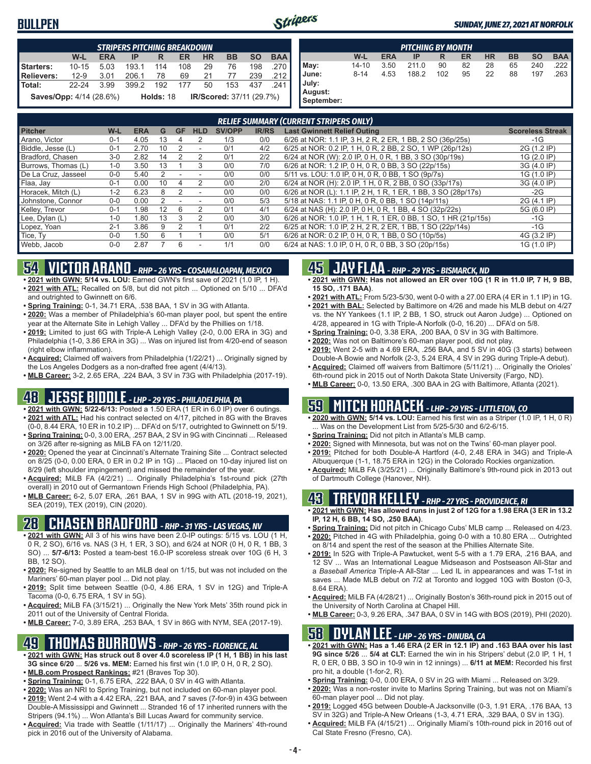# BULLPEN

**SUNDAY, JUNE 27, 2021 AT NORFOLK**

| STRIPERS PITCHING BREAKDOWN | | | | | | | | | |
|---|---|---|---|---|---|---|---|---|---|
| | W-L | ERA | IP | R | ER | HR | BB | SO | BAA |
| Starters: | 10-15 | 5.03 | 193.1 | 114 | 108 | 29 | 76 | 198 | .270 |
| Relievers: | 12-9 | 3.01 | 206.1 | 78 | 69 | 21 | 77 | 239 | .212 |
| Total: | 22-24 | 3.99 | 399.2 | 192 | 177 | 50 | 153 | 437 | .241 |

**Saves/Opp:** 4/14 (28.6%) **Holds:** 18 **IR/Scored:** 37/11 (29.7%)

| PITCHING BY MONTH | | | | | | | | | |
|---|---|---|---|---|---|---|---|---|---|
| | W-L | ERA | IP | R | ER | HR | BB | SO | BAA |
| May: | 14-10 | 3.50 | 211.0 | 90 | 82 | 28 | 65 | 240 | .222 |
| June: | 8-14 | 4.53 | 188.2 | 102 | 95 | 22 | 88 | 197 | .263 |
| July: | | | | | | | | | |
| August: | | | | | | | | | |
| September: | | | | | | | | | |

**RELIEF SUMMARY (CURRENT STRIPERS ONLY)**

| Pitcher | W-L | ERA | G | GF | HLD | SV/OPP | IR/RS | Last Gwinnett Relief Outing | Scoreless Streak |
|---|---|---|---|---|---|---|---|---|---|
| Arano, Victor | 0-1 | 4.05 | 13 | 4 | 2 | 1/3 | 0/0 | 6/26 at NOR: 1.1 IP, 3 H, 2 R, 2 ER, 1 BB, 2 SO (36p/25s) | -1G |
| Biddle, Jesse (L) | 0-1 | 2.70 | 10 | 2 | - | 0/1 | 4/2 | 6/25 at NOR: 0.2 IP, 1 H, 0 R, 2 BB, 2 SO, 1 WP (26p/12s) | 2G (1.2 IP) |
| Bradford, Chasen | 3-0 | 2.82 | 14 | 2 | 2 | 0/1 | 2/2 | 6/24 at NOR (W): 2.0 IP, 0 H, 0 R, 1 BB, 3 SO (30p/19s) | 1G (2.0 IP) |
| Burrows, Thomas (L) | 1-0 | 3.50 | 13 | 1 | 3 | 0/0 | 7/0 | 6/26 at NOR: 1.2 IP, 0 H, 0 R, 0 BB, 3 SO (22p/15s) | 3G (4.0 IP) |
| De La Cruz, Jasseel | 0-0 | 5.40 | 2 | - | - | 0/0 | 0/0 | 5/11 vs. LOU: 1.0 IP, 0 H, 0 R, 0 BB, 1 SO (9p/7s) | 1G (1.0 IP) |
| Flaa, Jay | 0-1 | 0.00 | 10 | 4 | 2 | 0/0 | 2/0 | 6/24 at NOR (H): 2.0 IP, 1 H, 0 R, 2 BB, 0 SO (33p/17s) | 3G (4.0 IP) |
| Horacek, Mitch (L) | 1-2 | 6.23 | 8 | 2 | - | 0/0 | 0/0 | 6/26 at NOR (L): 1.1 IP, 2 H, 1 R, 1 ER, 1 BB, 3 SO (28p/17s) | -2G |
| Johnstone, Connor | 0-0 | 0.00 | 2 | - | - | 0/0 | 5/3 | 5/18 at NAS: 1.1 IP, 0 H, 0 R, 0 BB, 1 SO (14p/11s) | 2G (4.1 IP) |
| Kelley, Trevor | 0-1 | 1.98 | 12 | 6 | 2 | 0/1 | 4/1 | 6/24 at NAS (H): 2.0 IP, 0 H, 0 R, 1 BB, 4 SO (32p/22s) | 5G (6.0 IP) |
| Lee, Dylan (L) | 1-0 | 1.80 | 13 | 3 | 2 | 0/0 | 3/0 | 6/26 at NOR: 1.0 IP, 1 H, 1 R, 1 ER, 0 BB, 1 SO, 1 HR (21p/15s) | -1G |
| Lopez, Yoan | 2-1 | 3.86 | 9 | 2 | 1 | 0/1 | 2/2 | 6/25 at NOR: 1.0 IP, 2 H, 2 R, 2 ER, 1 BB, 1 SO (22p/14s) | -1G |
| Tice, Ty | 0-0 | 1.50 | 6 | 1 | 1 | 0/0 | 5/1 | 6/26 at NOR: 0.2 IP, 0 H, 0 R, 1 BB, 0 SO (10p/5s) | 4G (3.2 IP) |
| Webb, Jacob | 0-0 | 2.87 | 7 | 6 | - | 1/1 | 0/0 | 6/24 at NAS: 1.0 IP, 0 H, 0 R, 0 BB, 3 SO (20p/15s) | 1G (1.0 IP) |

## 54 VICTOR ARANO - RHP - 26 YRS - COSAMALOAPAN, MEXICO

- **2021 with GWN: 5/14 vs. LOU:** Earned GWN's first save of 2021 (1.0 IP, 1 H).
- **2021 with ATL:** Recalled on 5/8, but did not pitch ... Optioned on 5/10 ... DFA'd and outrighted to Gwinnett on 6/6.
- **Spring Training:** 0-1, 34.71 ERA, .538 BAA, 1 SV in 3G with Atlanta.
- **2020:** Was a member of Philadelphia's 60-man player pool, but spent the entire year at the Alternate Site in Lehigh Valley ... DFA'd by the Phillies on 1/18.
- **2019:** Limited to just 6G with Triple-A Lehigh Valley (2-0, 0.00 ERA in 3G) and Philadelphia (1-0, 3.86 ERA in 3G) ... Was on injured list from 4/20-end of season (right elbow inflammation).
- **Acquired:** Claimed off waivers from Philadelphia (1/22/21) ... Originally signed by the Los Angeles Dodgers as a non-drafted free agent (4/4/13).
- **MLB Career:** 3-2, 2.65 ERA, .224 BAA, 3 SV in 73G with Philadelphia (2017-19).

## 48 JESSE BIDDLE - LHP - 29 YRS - PHILADELPHIA, PA

- **2021 with GWN: 5/22-6/13:** Posted a 1.50 ERA (1 ER in 6.0 IP) over 6 outings.
- **2021 with ATL:** Had his contract selected on 4/17, pitched in 8G with the Braves (0-0, 8.44 ERA, 10 ER in 10.2 IP) ... DFA'd on 5/17, outrighted to Gwinnett on 5/19.
- **Spring Training:** 0-0, 3.00 ERA, .257 BAA, 2 SV in 9G with Cincinnati ... Released on 3/26 after re-signing as MiLB FA on 12/11/20.
- **2020:** Opened the year at Cincinnati's Alternate Training Site ... Contract selected on 8/25 (0-0, 0.00 ERA, 0 ER in 0.2 IP in 1G) ... Placed on 10-day injured list on 8/29 (left shoulder impingement) and missed the remainder of the year.
- **Acquired:** MiLB FA (4/2/21) ... Originally Philadelphia's 1st-round pick (27th overall) in 2010 out of Germantown Friends High School (Philadelphia, PA).
- **MLB Career:** 6-2, 5.07 ERA, .261 BAA, 1 SV in 99G with ATL (2018-19, 2021), SEA (2019), TEX (2019), CIN (2020).

## 28 CHASEN BRADFORD - RHP - 31 YRS - LAS VEGAS, NV

- **2021 with GWN:** All 3 of his wins have been 2.0-IP outings: 5/15 vs. LOU (1 H, 0 R, 2 SO), 6/16 vs. NAS (3 H, 1 ER, 3 SO), and 6/24 at NOR (0 H, 0 R, 1 BB, 3 SO) ... **5/7-6/13:** Posted a team-best 16.0-IP scoreless streak over 10G (6 H, 3 BB, 12 SO).
- **2020:** Re-signed by Seattle to an MiLB deal on 1/15, but was not included on the Mariners' 60-man player pool ... Did not play.
- **2019:** Split time between Seattle (0-0, 4.86 ERA, 1 SV in 12G) and Triple-A Tacoma (0-0, 6.75 ERA, 1 SV in 5G).
- **Acquired:** MiLB FA (3/15/21) ... Originally the New York Mets' 35th round pick in 2011 out of the University of Central Florida.
- **MLB Career:** 7-0, 3.89 ERA, .253 BAA, 1 SV in 86G with NYM, SEA (2017-19).

## 49 THOMAS BURROWS - RHP - 26 YRS - FLORENCE, AL

- **2021 with GWN: Has struck out 8 over 4.0 scoreless IP (1 H, 1 BB) in his last 3G since 6/20** ... **5/26 vs. MEM:** Earned his first win (1.0 IP, 0 H, 0 R, 2 SO).
- **MLB.com Prospect Rankings:** #21 (Braves Top 30).
- **Spring Training:** 0-1, 6.75 ERA, .222 BAA, 0 SV in 4G with Atlanta.
- **2020:** Was an NRI to Spring Training, but not included on 60-man player pool.
- **2019:** Went 2-4 with a 4.42 ERA, .221 BAA, and 7 saves (7-for-9) in 43G between Double-A Mississippi and Gwinnett ... Stranded 16 of 17 inherited runners with the Stripers (94.1%) ... Won Atlanta's Bill Lucas Award for community service.
- **Acquired:** Via trade with Seattle (1/11/17) ... Originally the Mariners' 4th-round pick in 2016 out of the University of Alabama.

## 45 JAY FLAA - RHP - 29 YRS - BISMARCK, ND

- **2021 with GWN: Has not allowed an ER over 10G (1 R in 11.0 IP, 7 H, 9 BB, 15 SO, .171 BAA)**.
- **2021 with ATL:** From 5/23-5/30, went 0-0 with a 27.00 ERA (4 ER in 1.1 IP) in 1G.
- **2021 with BAL:** Selected by Baltimore on 4/26 and made his MLB debut on 4/27 vs. the NY Yankees (1.1 IP, 2 BB, 1 SO, struck out Aaron Judge) ... Optioned on 4/28, appeared in 1G with Triple-A Norfolk (0-0, 16.20) ... DFA'd on 5/8.
- **Spring Training:** 0-0, 3.38 ERA, .200 BAA, 0 SV in 3G with Baltimore.
- **2020:** Was not on Baltimore's 60-man player pool, did not play.
- **2019:** Went 2-5 with a 4.69 ERA, .256 BAA, and 5 SV in 40G (3 starts) between Double-A Bowie and Norfolk (2-3, 5.24 ERA, 4 SV in 29G during Triple-A debut).
- **Acquired:** Claimed off waivers from Baltimore (5/11/21) ... Originally the Orioles' 6th-round pick in 2015 out of North Dakota State University (Fargo, ND).
- **MLB Career:** 0-0, 13.50 ERA, .300 BAA in 2G with Baltimore, Atlanta (2021).

## 59 MITCH HORACEK - LHP - 29 YRS - LITTLETON, CO

- **2020 with GWN: 5/14 vs. LOU:** Earned his first win as a Striper (1.0 IP, 1 H, 0 R) ... Was on the Development List from 5/25-5/30 and 6/2-6/15.
- **Spring Training:** Did not pitch in Atlanta's MLB camp.
- **2020:** Signed with Minnesota, but was not on the Twins' 60-man player pool.
- **2019:** Pitched for both Double-A Hartford (4-0, 2.48 ERA in 34G) and Triple-A Albuquerque (1-1, 18.75 ERA in 12G) in the Colorado Rockies organization.
- **Acquired:** MiLB FA (3/25/21) ... Originally Baltimore's 9th-round pick in 2013 out of Dartmouth College (Hanover, NH).

## 43 TREVOR KELLEY - RHP - 27 YRS - PROVIDENCE, RI

- **2021 with GWN: Has allowed runs in just 2 of 12G for a 1.98 ERA (3 ER in 13.2 IP, 12 H, 6 BB, 14 SO, .250 BAA)**.
- **Spring Training:** Did not pitch in Chicago Cubs' MLB camp ... Released on 4/23.
- **2020:** Pitched in 4G with Philadelphia, going 0-0 with a 10.80 ERA ... Outrighted on 8/14 and spent the rest of the season at the Phillies Alternate Site.
- **2019:** In 52G with Triple-A Pawtucket, went 5-5 with a 1.79 ERA, .216 BAA, and 12 SV ... Was an International League Midseason and Postseason All-Star and a *Baseball America* Triple-A All-Star ... Led IL in appearances and was T-1st in saves ... Made MLB debut on 7/2 at Toronto and logged 10G with Boston (0-3, 8.64 ERA).
- **Acquired:** MiLB FA (4/28/21) ... Originally Boston's 36th-round pick in 2015 out of the University of North Carolina at Chapel Hill.
- **MLB Career:** 0-3, 9.26 ERA, .347 BAA, 0 SV in 14G with BOS (2019), PHI (2020).

## 58 DYLAN LEE - LHP - 26 YRS - DINUBA, CA

- **2021 with GWN: Has a 1.46 ERA (2 ER in 12.1 IP) and .163 BAA over his last 9G since 5/26** ... **5/4 at CLT:** Earned the win in his Stripers' debut (2.0 IP, 1 H, 1 R, 0 ER, 0 BB, 3 SO in 10-9 win in 12 innings) ... **6/11 at MEM:** Recorded his first pro hit, a double (1-for-2, R).
- **Spring Training:** 0-0, 0.00 ERA, 0 SV in 2G with Miami ... Released on 3/29.
- **2020:** Was a non-roster invite to Marlins Spring Training, but was not on Miami's 60-man player pool ... Did not play.
- **2019:** Logged 45G between Double-A Jacksonville (0-3, 1.91 ERA, .176 BAA, 13 SV in 32G) and Triple-A New Orleans (1-3, 4.71 ERA, .329 BAA, 0 SV in 13G).
- **Acquired:** MiLB FA (4/15/21) ... Originally Miami's 10th-round pick in 2016 out of Cal State Fresno (Fresno, CA).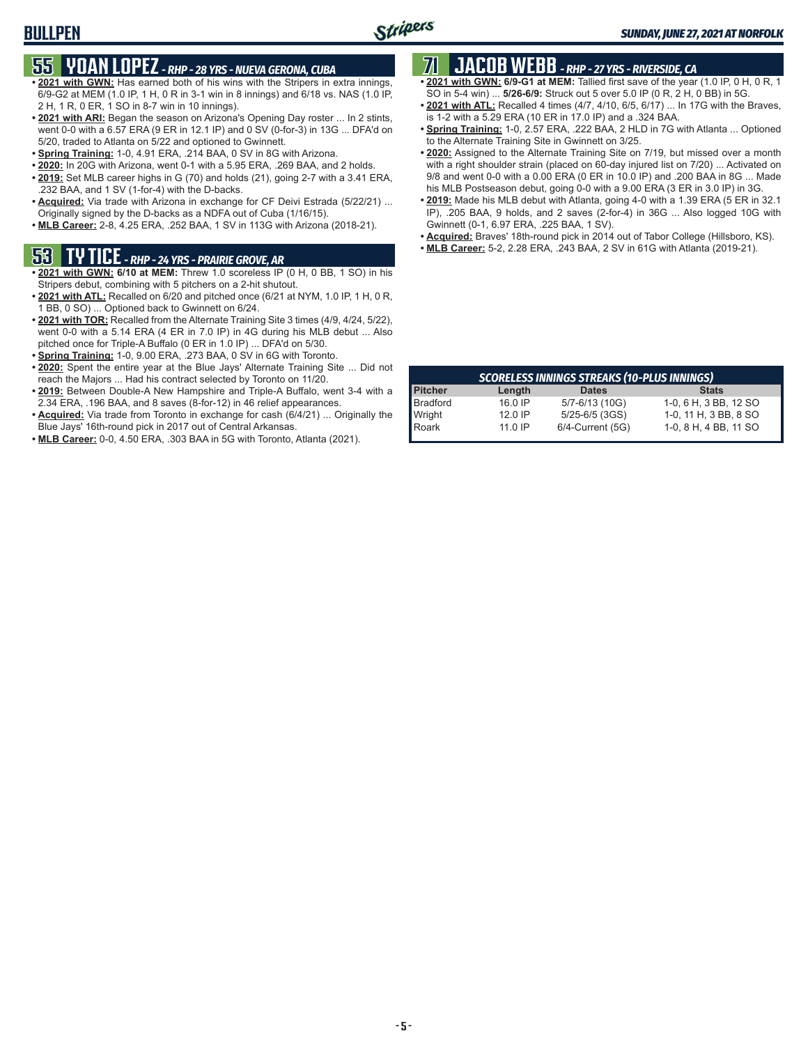## 55 YOAN LOPEZ - *RHP - 28 YRS - NUEVA GERONA, CUBA*

- **2021 with GWN:** Has earned both of his wins with the Stripers in extra innings, 6/9-G2 at MEM (1.0 IP, 1 H, 0 R in 3-1 win in 8 innings) and 6/18 vs. NAS (1.0 IP, 2 H, 1 R, 0 ER, 1 SO in 8-7 win in 10 innings).
- **2021 with ARI:** Began the season on Arizona's Opening Day roster ... In 2 stints, went 0-0 with a 6.57 ERA (9 ER in 12.1 IP) and 0 SV (0-for-3) in 13G ... DFA'd on 5/20, traded to Atlanta on 5/22 and optioned to Gwinnett.
- **Spring Training:** 1-0, 4.91 ERA, .214 BAA, 0 SV in 8G with Arizona.
- **2020:** In 20G with Arizona, went 0-1 with a 5.95 ERA, .269 BAA, and 2 holds.
- **2019:** Set MLB career highs in G (70) and holds (21), going 2-7 with a 3.41 ERA, .232 BAA, and 1 SV (1-for-4) with the D-backs.
- **Acquired:** Via trade with Arizona in exchange for CF Deivi Estrada (5/22/21) ... Originally signed by the D-backs as a NDFA out of Cuba (1/16/15).
- **MLB Career:** 2-8, 4.25 ERA, .252 BAA, 1 SV in 113G with Arizona (2018-21).

## 53 TY TICE - *RHP - 24 YRS - PRAIRIE GROVE, AR*

- **2021 with GWN: 6/10 at MEM:** Threw 1.0 scoreless IP (0 H, 0 BB, 1 SO) in his Stripers debut, combining with 5 pitchers on a 2-hit shutout.
- **2021 with ATL:** Recalled on 6/20 and pitched once (6/21 at NYM, 1.0 IP, 1 H, 0 R, 1 BB, 0 SO) ... Optioned back to Gwinnett on 6/24.
- **2021 with TOR:** Recalled from the Alternate Training Site 3 times (4/9, 4/24, 5/22), went 0-0 with a 5.14 ERA (4 ER in 7.0 IP) in 4G during his MLB debut ... Also pitched once for Triple-A Buffalo (0 ER in 1.0 IP) ... DFA'd on 5/30.
- **Spring Training:** 1-0, 9.00 ERA, .273 BAA, 0 SV in 6G with Toronto.
- **2020:** Spent the entire year at the Blue Jays' Alternate Training Site ... Did not reach the Majors ... Had his contract selected by Toronto on 11/20.
- **2019:** Between Double-A New Hampshire and Triple-A Buffalo, went 3-4 with a 2.34 ERA, .196 BAA, and 8 saves (8-for-12) in 46 relief appearances.
- **Acquired:** Via trade from Toronto in exchange for cash (6/4/21) ... Originally the Blue Jays' 16th-round pick in 2017 out of Central Arkansas.
- **MLB Career:** 0-0, 4.50 ERA, .303 BAA in 5G with Toronto, Atlanta (2021).

## 71 JACOB WEBB - *RHP - 27 YRS - RIVERSIDE, CA*

- **2021 with GWN: 6/9-G1 at MEM:** Tallied first save of the year (1.0 IP, 0 H, 0 R, 1 SO in 5-4 win) ... **5/26-6/9:** Struck out 5 over 5.0 IP (0 R, 2 H, 0 BB) in 5G.
- **2021 with ATL:** Recalled 4 times (4/7, 4/10, 6/5, 6/17) ... In 17G with the Braves, is 1-2 with a 5.29 ERA (10 ER in 17.0 IP) and a .324 BAA.
- **Spring Training:** 1-0, 2.57 ERA, .222 BAA, 2 HLD in 7G with Atlanta ... Optioned to the Alternate Training Site in Gwinnett on 3/25.
- **2020:** Assigned to the Alternate Training Site on 7/19, but missed over a month with a right shoulder strain (placed on 60-day injured list on 7/20) ... Activated on 9/8 and went 0-0 with a 0.00 ERA (0 ER in 10.0 IP) and .200 BAA in 8G ... Made his MLB Postseason debut, going 0-0 with a 9.00 ERA (3 ER in 3.0 IP) in 3G.
- **2019:** Made his MLB debut with Atlanta, going 4-0 with a 1.39 ERA (5 ER in 32.1 IP), .205 BAA, 9 holds, and 2 saves (2-for-4) in 36G ... Also logged 10G with Gwinnett (0-1, 6.97 ERA, .225 BAA, 1 SV).
- **Acquired:** Braves' 18th-round pick in 2014 out of Tabor College (Hillsboro, KS).
- **MLB Career:** 5-2, 2.28 ERA, .243 BAA, 2 SV in 61G with Atlanta (2019-21).

| SCORELESS INNINGS STREAKS (10-PLUS INNINGS) | | | |
|---|---|---|---|
| Pitcher | Length | Dates | Stats |
| Bradford | 16.0 IP | 5/7-6/13 (10G) | 1-0, 6 H, 3 BB, 12 SO |
| Wright | 12.0 IP | 5/25-6/5 (3GS) | 1-0, 11 H, 3 BB, 8 SO |
| Roark | 11.0 IP | 6/4-Current (5G) | 1-0, 8 H, 4 BB, 11 SO |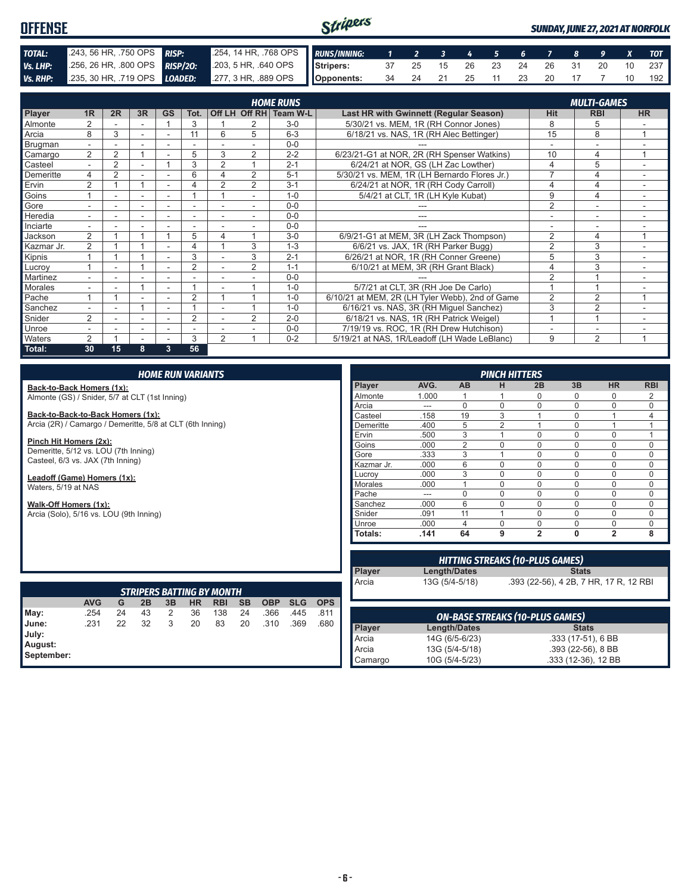# OFFENSE

*SUNDAY, JUNE 27, 2021 AT NORFOLK*

| | | | |
|---|---|---|---|
| **TOTAL:** | .243, 56 HR, .750 OPS | **RISP:** | .254, 14 HR, .768 OPS |
| **Vs. LHP:** | .256, 26 HR, .800 OPS | **RISP/2O:** | .203, 5 HR, .640 OPS |
| **Vs. RHP:** | .235, 30 HR, .719 OPS | **LOADED:** | .277, 3 HR, .889 OPS |

| RUNS/INNING: | 1 | 2 | 3 | 4 | 5 | 6 | 7 | 8 | 9 | X | TOT |
|---|---|---|---|---|---|---|---|---|---|---|---|
| Stripers: | 37 | 25 | 15 | 26 | 23 | 24 | 26 | 31 | 20 | 10 | 237 |
| Opponents: | 34 | 24 | 21 | 25 | 11 | 23 | 20 | 17 | 7 | 10 | 192 |

## HOME RUNS / MULTI-GAMES

| Player | 1R | 2R | 3R | GS | Tot. | Off LH | Off RH | Team W-L | Last HR with Gwinnett (Regular Season) | Hit | RBI | HR |
|---|---|---|---|---|---|---|---|---|---|---|---|---|
| Almonte | 2 | - | - | 1 | 3 | 1 | 2 | 3-0 | 5/30/21 vs. MEM, 1R (RH Connor Jones) | 8 | 5 | - |
| Arcia | 8 | 3 | - | - | 11 | 6 | 5 | 6-3 | 6/18/21 vs. NAS, 1R (RH Alec Bettinger) | 15 | 8 | 1 |
| Brugman | - | - | - | - | - | - | - | 0-0 | --- | - | - | - |
| Camargo | 2 | 2 | 1 | - | 5 | 3 | 2 | 2-2 | 6/23/21-G1 at NOR, 2R (RH Spenser Watkins) | 10 | 4 | 1 |
| Casteel | - | 2 | - | 1 | 3 | 2 | 1 | 2-1 | 6/24/21 at NOR, GS (LH Zac Lowther) | 4 | 5 | - |
| Demeritte | 4 | 2 | - | - | 6 | 4 | 2 | 5-1 | 5/30/21 vs. MEM, 1R (LH Bernardo Flores Jr.) | 7 | 4 | - |
| Ervin | 2 | 1 | 1 | - | 4 | 2 | 2 | 3-1 | 6/24/21 at NOR, 1R (RH Cody Carroll) | 4 | 4 | - |
| Goins | 1 | - | - | - | 1 | 1 | - | 1-0 | 5/4/21 at CLT, 1R (LH Kyle Kubat) | 9 | 4 | - |
| Gore | - | - | - | - | - | - | - | 0-0 | --- | 2 | - | - |
| Heredia | - | - | - | - | - | - | - | 0-0 | --- | - | - | - |
| Inciarte | - | - | - | - | - | - | - | 0-0 | --- | - | - | - |
| Jackson | 2 | 1 | 1 | 1 | 5 | 4 | 1 | 3-0 | 6/9/21-G1 at MEM, 3R (LH Zack Thompson) | 2 | 4 | 1 |
| Kazmar Jr. | 2 | 1 | 1 | - | 4 | 1 | 3 | 1-3 | 6/6/21 vs. JAX, 1R (RH Parker Bugg) | 2 | 3 | - |
| Kipnis | 1 | 1 | 1 | - | 3 | - | 3 | 2-1 | 6/26/21 at NOR, 1R (RH Conner Greene) | 5 | 3 | - |
| Lucroy | 1 | - | 1 | - | 2 | - | 2 | 1-1 | 6/10/21 at MEM, 3R (RH Grant Black) | 4 | 3 | - |
| Martinez | - | - | - | - | - | - | - | 0-0 | --- | 2 | 1 | - |
| Morales | - | - | 1 | - | 1 | - | 1 | 1-0 | 5/7/21 at CLT, 3R (RH Joe De Carlo) | 1 | 1 | - |
| Pache | 1 | 1 | - | - | 2 | 1 | 1 | 1-0 | 6/10/21 at MEM, 2R (LH Tyler Webb), 2nd of Game | 2 | 2 | 1 |
| Sanchez | - | - | 1 | - | 1 | - | 1 | 1-0 | 6/16/21 vs. NAS, 3R (RH Miguel Sanchez) | 3 | 2 | - |
| Snider | 2 | - | - | - | 2 | - | 2 | 2-0 | 6/18/21 vs. NAS, 1R (RH Patrick Weigel) | 1 | 1 | - |
| Unroe | - | - | - | - | - | - | - | 0-0 | 7/19/19 vs. ROC, 1R (RH Drew Hutchison) | - | - | - |
| Waters | 2 | 1 | - | - | 3 | 2 | 1 | 0-2 | 5/19/21 at NAS, 1R/Leadoff (LH Wade LeBlanc) | 9 | 2 | 1 |
| **Total:** | **30** | **15** | **8** | **3** | **56** | | | | | | | |

## HOME RUN VARIANTS

**Back-to-Back Homers (1x):**
Almonte (GS) / Snider, 5/7 at CLT (1st Inning)

**Back-to-Back-to-Back Homers (1x):**
Arcia (2R) / Camargo / Demeritte, 5/8 at CLT (6th Inning)

**Pinch Hit Homers (2x):**
Demeritte, 5/12 vs. LOU (7th Inning)
Casteel, 6/3 vs. JAX (7th Inning)

**Leadoff (Game) Homers (1x):**
Waters, 5/19 at NAS

**Walk-Off Homers (1x):**
Arcia (Solo), 5/16 vs. LOU (9th Inning)

## PINCH HITTERS

| Player | AVG. | AB | H | 2B | 3B | HR | RBI |
|---|---|---|---|---|---|---|---|
| Almonte | 1.000 | 1 | 1 | 0 | 0 | 0 | 2 |
| Arcia | --- | 0 | 0 | 0 | 0 | 0 | 0 |
| Casteel | .158 | 19 | 3 | 1 | 0 | 1 | 4 |
| Demeritte | .400 | 5 | 2 | 1 | 0 | 1 | 1 |
| Ervin | .500 | 3 | 1 | 0 | 0 | 0 | 1 |
| Goins | .000 | 2 | 0 | 0 | 0 | 0 | 0 |
| Gore | .333 | 3 | 1 | 0 | 0 | 0 | 0 |
| Kazmar Jr. | .000 | 6 | 0 | 0 | 0 | 0 | 0 |
| Lucroy | .000 | 3 | 0 | 0 | 0 | 0 | 0 |
| Morales | .000 | 1 | 0 | 0 | 0 | 0 | 0 |
| Pache | --- | 0 | 0 | 0 | 0 | 0 | 0 |
| Sanchez | .000 | 6 | 0 | 0 | 0 | 0 | 0 |
| Snider | .091 | 11 | 1 | 0 | 0 | 0 | 0 |
| Unroe | .000 | 4 | 0 | 0 | 0 | 0 | 0 |
| **Totals:** | **.141** | **64** | **9** | **2** | **0** | **2** | **8** |

## STRIPERS BATTING BY MONTH

| | AVG | G | 2B | 3B | HR | RBI | SB | OBP | SLG | OPS |
|---|---|---|---|---|---|---|---|---|---|---|
| May: | .254 | 24 | 43 | 2 | 36 | 138 | 24 | .366 | .445 | .811 |
| June: | .231 | 22 | 32 | 3 | 20 | 83 | 20 | .310 | .369 | .680 |
| July: | | | | | | | | | | |
| August: | | | | | | | | | | |
| September: | | | | | | | | | | |

## HITTING STREAKS (10-PLUS GAMES)

| Player | Length/Dates | Stats |
|---|---|---|
| Arcia | 13G (5/4-5/18) | .393 (22-56), 4 2B, 7 HR, 17 R, 12 RBI |

## ON-BASE STREAKS (10-PLUS GAMES)

| Player | Length/Dates | Stats |
|---|---|---|
| Arcia | 14G (6/5-6/23) | .333 (17-51), 6 BB |
| Arcia | 13G (5/4-5/18) | .393 (22-56), 8 BB |
| Camargo | 10G (5/4-5/23) | .333 (12-36), 12 BB |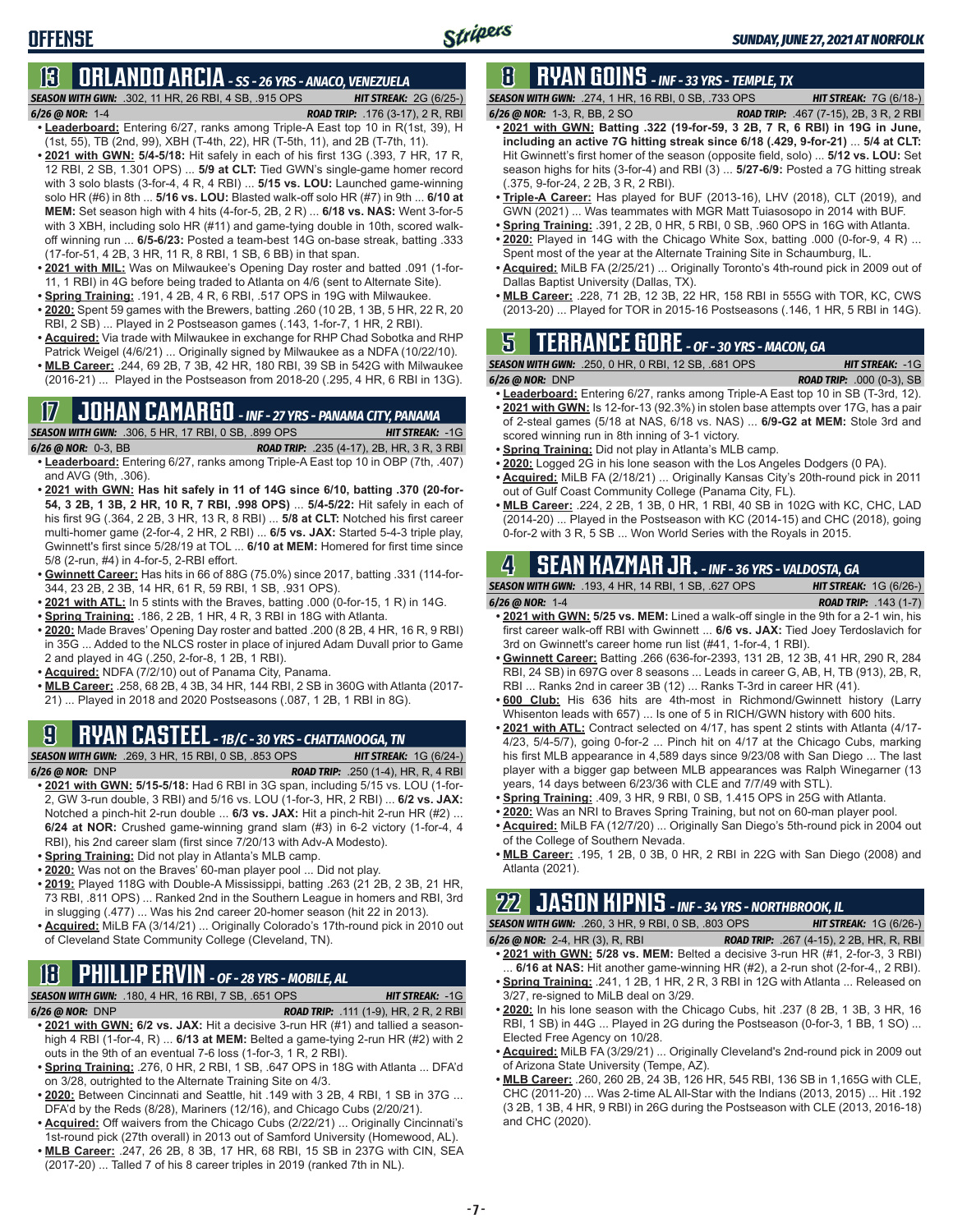# OFFENSE

*SUNDAY, JUNE 27, 2021 AT NORFOLK*

## 13 ORLANDO ARCIA - SS - 26 YRS - ANACO, VENEZUELA

**SEASON WITH GWN:** .302, 11 HR, 26 RBI, 4 SB, .915 OPS **HIT STREAK:** 2G (6/25-)
**6/26 @ NOR:** 1-4 **ROAD TRIP:** .176 (3-17), 2 R, RBI

- **Leaderboard:** Entering 6/27, ranks among Triple-A East top 10 in R(1st, 39), H (1st, 55), TB (2nd, 99), XBH (T-4th, 22), HR (T-5th, 11), and 2B (T-7th, 11).
- **2021 with GWN: 5/4-5/18:** Hit safely in each of his first 13G (.393, 7 HR, 17 R, 12 RBI, 2 SB, 1.301 OPS) ... **5/9 at CLT:** Tied GWN's single-game homer record with 3 solo blasts (3-for-4, 4 R, 4 RBI) ... **5/15 vs. LOU:** Launched game-winning solo HR (#6) in 8th ... **5/16 vs. LOU:** Blasted walk-off solo HR (#7) in 9th ... **6/10 at MEM:** Set season high with 4 hits (4-for-5, 2B, 2 R) ... **6/18 vs. NAS:** Went 3-for-5 with 3 XBH, including solo HR (#11) and game-tying double in 10th, scored walk-off winning run ... **6/5-6/23:** Posted a team-best 14G on-base streak, batting .333 (17-for-51, 4 2B, 3 HR, 11 R, 8 RBI, 1 SB, 6 BB) in that span.
- **2021 with MIL:** Was on Milwaukee's Opening Day roster and batted .091 (1-for-11, 1 RBI) in 4G before being traded to Atlanta on 4/6 (sent to Alternate Site).
- **Spring Training:** .191, 4 2B, 4 R, 6 RBI, .517 OPS in 19G with Milwaukee.
- **2020:** Spent 59 games with the Brewers, batting .260 (10 2B, 1 3B, 5 HR, 22 R, 20 RBI, 2 SB) ... Played in 2 Postseason games (.143, 1-for-7, 1 HR, 2 RBI).
- **Acquired:** Via trade with Milwaukee in exchange for RHP Chad Sobotka and RHP Patrick Weigel (4/6/21) ... Originally signed by Milwaukee as a NDFA (10/22/10).
- **MLB Career:** .244, 69 2B, 7 3B, 42 HR, 180 RBI, 39 SB in 542G with Milwaukee (2016-21) ... Played in the Postseason from 2018-20 (.295, 4 HR, 6 RBI in 13G).

## 17 JOHAN CAMARGO - INF - 27 YRS - PANAMA CITY, PANAMA

**SEASON WITH GWN:** .306, 5 HR, 17 RBI, 0 SB, .899 OPS **HIT STREAK:** -1G
**6/26 @ NOR:** 0-3, BB **ROAD TRIP:** .235 (4-17), 2B, HR, 3 R, 3 RBI

- **Leaderboard:** Entering 6/27, ranks among Triple-A East top 10 in OBP (7th, .407) and AVG (9th, .306).
- **2021 with GWN: Has hit safely in 11 of 14G since 6/10, batting .370 (20-for-54, 3 2B, 1 3B, 2 HR, 10 R, 7 RBI, .998 OPS)** ... **5/4-5/22:** Hit safely in each of his first 9G (.364, 2 2B, 3 HR, 13 R, 8 RBI) ... **5/8 at CLT:** Notched his first career multi-homer game (2-for-4, 2 HR, 2 RBI) ... **6/5 vs. JAX:** Started 5-4-3 triple play, Gwinnett's first since 5/28/19 at TOL ... **6/10 at MEM:** Homered for first time since 5/8 (2-run, #4) in 4-for-5, 2-RBI effort.
- **Gwinnett Career:** Has hits in 66 of 88G (75.0%) since 2017, batting .331 (114-for-344, 23 2B, 2 3B, 14 HR, 61 R, 59 RBI, 1 SB, .931 OPS).
- **2021 with ATL:** In 5 stints with the Braves, batting .000 (0-for-15, 1 R) in 14G.
- **Spring Training:** .186, 2 2B, 1 HR, 4 R, 3 RBI in 18G with Atlanta.
- **2020:** Made Braves' Opening Day roster and batted .200 (8 2B, 4 HR, 16 R, 9 RBI) in 35G ... Added to the NLCS roster in place of injured Adam Duvall prior to Game 2 and played in 4G (.250, 2-for-8, 1 2B, 1 RBI).
- **Acquired:** NDFA (7/2/10) out of Panama City, Panama.
- **MLB Career:** .258, 68 2B, 4 3B, 34 HR, 144 RBI, 2 SB in 360G with Atlanta (2017-21) ... Played in 2018 and 2020 Postseasons (.087, 1 2B, 1 RBI in 8G).

## 9 RYAN CASTEEL - 1B/C - 30 YRS - CHATTANOOGA, TN

**SEASON WITH GWN:** .269, 3 HR, 15 RBI, 0 SB, .853 OPS **HIT STREAK:** 1G (6/24-)
**6/26 @ NOR:** DNP **ROAD TRIP:** .250 (1-4), HR, R, 4 RBI

- **2021 with GWN: 5/15-5/18:** Had 6 RBI in 3G span, including 5/15 vs. LOU (1-for-2, GW 3-run double, 3 RBI) and 5/16 vs. LOU (1-for-3, HR, 2 RBI) ... **6/2 vs. JAX:** Notched a pinch-hit 2-run double ... **6/3 vs. JAX:** Hit a pinch-hit 2-run HR (#2) ... **6/24 at NOR:** Crushed game-winning grand slam (#3) in 6-2 victory (1-for-4, 4 RBI), his 2nd career slam (first since 7/20/13 with Adv-A Modesto).
- **Spring Training:** Did not play in Atlanta's MLB camp.
- **2020:** Was not on the Braves' 60-man player pool ... Did not play.
- **2019:** Played 118G with Double-A Mississippi, batting .263 (21 2B, 2 3B, 21 HR, 73 RBI, .811 OPS) ... Ranked 2nd in the Southern League in homers and RBI, 3rd in slugging (.477) ... Was his 2nd career 20-homer season (hit 22 in 2013).
- **Acquired:** MiLB FA (3/14/21) ... Originally Colorado's 17th-round pick in 2010 out of Cleveland State Community College (Cleveland, TN).

## 18 PHILLIP ERVIN - OF - 28 YRS - MOBILE, AL

**SEASON WITH GWN:** .180, 4 HR, 16 RBI, 7 SB, .651 OPS **HIT STREAK:** -1G
**6/26 @ NOR:** DNP **ROAD TRIP:** .111 (1-9), HR, 2 R, 2 RBI

- **2021 with GWN: 6/2 vs. JAX:** Hit a decisive 3-run HR (#1) and tallied a season-high 4 RBI (1-for-4, R) ... **6/13 at MEM:** Belted a game-tying 2-run HR (#2) with 2 outs in the 9th of an eventual 7-6 loss (1-for-3, 1 R, 2 RBI).
- **Spring Training:** .276, 0 HR, 2 RBI, 1 SB, .647 OPS in 18G with Atlanta ... DFA'd on 3/28, outrighted to the Alternate Training Site on 4/3.
- **2020:** Between Cincinnati and Seattle, hit .149 with 3 2B, 4 RBI, 1 SB in 37G ... DFA'd by the Reds (8/28), Mariners (12/16), and Chicago Cubs (2/20/21).
- **Acquired:** Off waivers from the Chicago Cubs (2/22/21) ... Originally Cincinnati's 1st-round pick (27th overall) in 2013 out of Samford University (Homewood, AL).
- **MLB Career:** .247, 26 2B, 8 3B, 17 HR, 68 RBI, 15 SB in 237G with CIN, SEA (2017-20) ... Talled 7 of his 8 career triples in 2019 (ranked 7th in NL).

## 8 RYAN GOINS - INF - 33 YRS - TEMPLE, TX

**SEASON WITH GWN:** .274, 1 HR, 16 RBI, 0 SB, .733 OPS **HIT STREAK:** 7G (6/18-)
**6/26 @ NOR:** 1-3, R, BB, 2 SO **ROAD TRIP:** .467 (7-15), 2B, 3 R, 2 RBI

- **2021 with GWN: Batting .322 (19-for-59, 3 2B, 7 R, 6 RBI) in 19G in June, including an active 7G hitting streak since 6/18 (.429, 9-for-21)** ... **5/4 at CLT:** Hit Gwinnett's first homer of the season (opposite field, solo) ... **5/12 vs. LOU:** Set season highs for hits (3-for-4) and RBI (3) ... **5/27-6/9:** Posted a 7G hitting streak (.375, 9-for-24, 2 2B, 3 R, 2 RBI).
- **Triple-A Career:** Has played for BUF (2013-16), LHV (2018), CLT (2019), and GWN (2021) ... Was teammates with MGR Matt Tuiasosopo in 2014 with BUF.
- **Spring Training:** .391, 2 2B, 0 HR, 5 RBI, 0 SB, .960 OPS in 16G with Atlanta.
- **2020:** Played in 14G with the Chicago White Sox, batting .000 (0-for-9, 4 R) ... Spent most of the year at the Alternate Training Site in Schaumburg, IL.
- **Acquired:** MiLB FA (2/25/21) ... Originally Toronto's 4th-round pick in 2009 out of Dallas Baptist University (Dallas, TX).
- **MLB Career:** .228, 71 2B, 12 3B, 22 HR, 158 RBI in 555G with TOR, KC, CWS (2013-20) ... Played for TOR in 2015-16 Postseasons (.146, 1 HR, 5 RBI in 14G).

## 5 TERRANCE GORE - OF - 30 YRS - MACON, GA

**SEASON WITH GWN:** .250, 0 HR, 0 RBI, 12 SB, .681 OPS **HIT STREAK:** -1G
**6/26 @ NOR:** DNP **ROAD TRIP:** .000 (0-3), SB

- **Leaderboard:** Entering 6/27, ranks among Triple-A East top 10 in SB (T-3rd, 12).
- **2021 with GWN:** Is 12-for-13 (92.3%) in stolen base attempts over 17G, has a pair of 2-steal games (5/18 at NAS, 6/18 vs. NAS) ... **6/9-G2 at MEM:** Stole 3rd and scored winning run in 8th inning of 3-1 victory.
- **Spring Training:** Did not play in Atlanta's MLB camp.
- **2020:** Logged 2G in his lone season with the Los Angeles Dodgers (0 PA).
- **Acquired:** MiLB FA (2/18/21) ... Originally Kansas City's 20th-round pick in 2011 out of Gulf Coast Community College (Panama City, FL).
- **MLB Career:** .224, 2 2B, 1 3B, 0 HR, 1 RBI, 40 SB in 102G with KC, CHC, LAD (2014-20) ... Played in the Postseason with KC (2014-15) and CHC (2018), going 0-for-2 with 3 R, 5 SB ... Won World Series with the Royals in 2015.

## 4 SEAN KAZMAR JR. - INF - 36 YRS - VALDOSTA, GA

**SEASON WITH GWN:** .193, 4 HR, 14 RBI, 1 SB, .627 OPS **HIT STREAK:** 1G (6/26-)
**6/26 @ NOR:** 1-4 **ROAD TRIP:** .143 (1-7)

- **2021 with GWN: 5/25 vs. MEM:** Lined a walk-off single in the 9th for a 2-1 win, his first career walk-off RBI with Gwinnett ... **6/6 vs. JAX:** Tied Joey Terdoslavich for 3rd on Gwinnett's career home run list (#41, 1-for-4,, 1 RBI).
- **Gwinnett Career:** Batting .266 (636-for-2393, 131 2B, 12 3B, 41 HR, 290 R, 284 RBI, 24 SB) in 697G over 8 seasons ... Leads in career G, AB, H, TB (913), 2B, R, RBI ... Ranks 2nd in career 3B (12) ... Ranks T-3rd in career HR (41).
- **600 Club:** His 636 hits are 4th-most in Richmond/Gwinnett history (Larry Whisenton leads with 657) ... Is one of 5 in RICH/GWN history with 600 hits.
- **2021 with ATL:** Contract selected on 4/17, has spent 2 stints with Atlanta (4/17-4/23, 5/4-5/7), going 0-for-2 ... Pinch hit on 4/17 at the Chicago Cubs, marking his first MLB appearance in 4,589 days since 9/23/08 with San Diego ... The last player with a bigger gap between MLB appearances was Ralph Winegarner (13 years, 14 days between 6/23/36 with CLE and 7/7/49 with STL).
- **Spring Training:** .409, 3 HR, 9 RBI, 0 SB, 1.415 OPS in 25G with Atlanta.
- **2020:** Was an NRI to Braves Spring Training, but not on 60-man player pool.
- **Acquired:** MiLB FA (12/7/20) ... Originally San Diego's 5th-round pick in 2004 out of the College of Southern Nevada.
- **MLB Career:** .195, 1 2B, 0 3B, 0 HR, 2 RBI in 22G with San Diego (2008) and Atlanta (2021).

## 22 JASON KIPNIS - INF - 34 YRS - NORTHBROOK, IL

**SEASON WITH GWN:** .260, 3 HR, 9 RBI, 0 SB, .803 OPS **HIT STREAK:** 1G (6/26-)
**6/26 @ NOR:** 2-4, HR (3), R, RBI **ROAD TRIP:** .267 (4-15), 2 2B, HR, R, RBI

- **2021 with GWN: 5/28 vs. MEM:** Belted a decisive 3-run HR (#1, 2-for-3, 3 RBI) ... **6/16 at NAS:** Hit another game-winning HR (#2), a 2-run shot (2-for-4,, 2 RBI).
- **Spring Training:** .241, 1 2B, 1 HR, 2 R, 3 RBI in 12G with Atlanta ... Released on 3/27, re-signed to MiLB deal on 3/29.
- **2020:** In his lone season with the Chicago Cubs, hit .237 (8 2B, 1 3B, 3 HR, 16 RBI, 1 SB) in 44G ... Played in 2G during the Postseason (0-for-3, 1 BB, 1 SO) ... Elected Free Agency on 10/28.
- **Acquired:** MiLB FA (3/29/21) ... Originally Cleveland's 2nd-round pick in 2009 out of Arizona State University (Tempe, AZ).
- **MLB Career:** .260, 260 2B, 24 3B, 126 HR, 545 RBI, 136 SB in 1,165G with CLE, CHC (2011-20) ... Was 2-time AL All-Star with the Indians (2013, 2015) ... Hit .192 (3 2B, 1 3B, 4 HR, 9 RBI) in 26G during the Postseason with CLE (2013, 2016-18) and CHC (2020).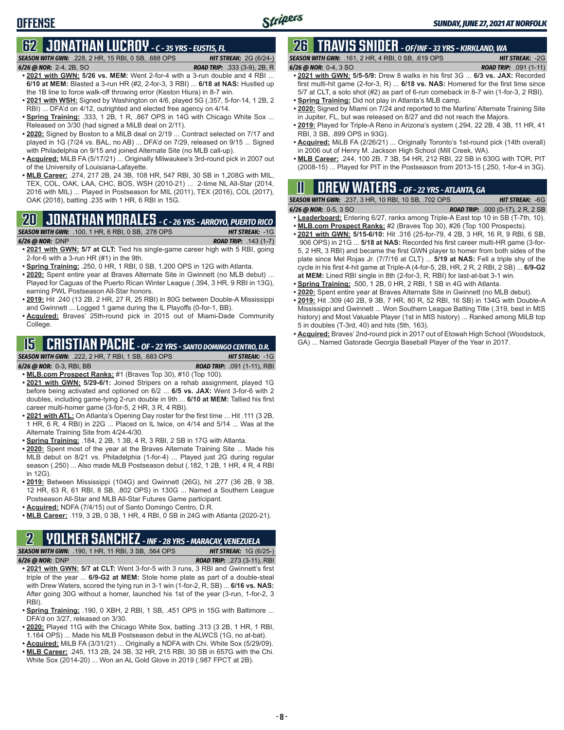## 62 JONATHAN LUCROY - *C - 35 YRS - EUSTIS, FL*

***SEASON WITH GWN:*** .228, 2 HR, 15 RBI, 0 SB, .688 OPS ***HIT STREAK:*** 2G (6/24-)

***6/26 @ NOR:*** 2-4, 2B, SO ***ROAD TRIP:*** .333 (3-9), 2B, R

- **2021 with GWN: 5/26 vs. MEM:** Went 2-for-4 with a 3-run double and 4 RBI ... **6/10 at MEM:** Blasted a 3-run HR (#2, 2-for-3, 3 RBI) ... **6/18 at NAS:** Hustled up the 1B line to force walk-off throwing error (Keston Hiura) in 8-7 win.
- **2021 with WSH:** Signed by Washington on 4/6, played 5G (.357, 5-for-14, 1 2B, 2 RBI) ... DFA'd on 4/12, outrighted and elected free agency on 4/14.
- **Spring Training:** .333, 1 2B, 1 R, .867 OPS in 14G with Chicago White Sox ... Released on 3/30 (had signed a MiLB deal on 2/11).
- **2020:** Signed by Boston to a MiLB deal on 2/19 ... Contract selected on 7/17 and played in 1G (7/24 vs. BAL, no AB) ... DFA'd on 7/29, released on 9/15 ... Signed with Philadelphia on 9/15 and joined Alternate Site (no MLB call-up).
- **Acquired:** MiLB FA (5/17/21) ... Originally Milwaukee's 3rd-round pick in 2007 out of the University of Louisiana-Lafayette.
- **MLB Career:** .274, 217 2B, 24 3B, 108 HR, 547 RBI, 30 SB in 1,208G with MIL, TEX, COL, OAK, LAA, CHC, BOS, WSH (2010-21) ... 2-time NL All-Star (2014, 2016 with MIL) ... Played in Postseason for MIL (2011), TEX (2016), COL (2017), OAK (2018), batting .235 with 1 HR, 6 RBI in 15G.

## 20 JONATHAN MORALES - *C - 26 YRS - ARROYO, PUERTO RICO*

***SEASON WITH GWN:*** .100, 1 HR, 6 RBI, 0 SB, .278 OPS ***HIT STREAK:*** -1G

***6/26 @ NOR:*** DNP ***ROAD TRIP:*** .143 (1-7)

- **2021 with GWN: 5/7 at CLT:** Tied his single-game career high with 5 RBI, going 2-for-6 with a 3-run HR (#1) in the 9th.
- **Spring Training:** .250, 0 HR, 1 RBI, 0 SB, 1.200 OPS in 12G with Atlanta.
- **2020:** Spent entire year at Braves Alternate Site in Gwinnett (no MLB debut) ... Played for Caguas of the Puerto Rican Winter League (.394, 3 HR, 9 RBI in 13G), earning PWL Postseason All-Star honors.
- **2019:** Hit .240 (13 2B, 2 HR, 27 R, 25 RBI) in 80G between Double-A Mississippi and Gwinnett ... Logged 1 game during the IL Playoffs (0-for-1, BB).
- **Acquired:** Braves' 25th-round pick in 2015 out of Miami-Dade Community College.

## 15 CRISTIAN PACHE - *OF - 22 YRS - SANTO DOMINGO CENTRO, D.R.*

***SEASON WITH GWN:*** .222, 2 HR, 7 RBI, 1 SB, .683 OPS ***HIT STREAK:*** -1G

***6/26 @ NOR:*** 0-3, RBI, BB ***ROAD TRIP:*** .091 (1-11), RBI

- **MLB.com Prospect Ranks:** #1 (Braves Top 30), #10 (Top 100).
- **2021 with GWN: 5/29-6/1:** Joined Stripers on a rehab assignment, played 1G before being activated and optioned on 6/2 ... **6/5 vs. JAX:** Went 3-for-6 with 2 doubles, including game-tying 2-run double in 9th ... **6/10 at MEM:** Tallied his first career multi-homer game (3-for-5, 2 HR, 3 R, 4 RBI).
- **2021 with ATL:** On Atlanta's Opening Day roster for the first time ... Hit .111 (3 2B, 1 HR, 6 R, 4 RBI) in 22G ... Placed on IL twice, on 4/14 and 5/14 ... Was at the Alternate Training Site from 4/24-4/30.
- **Spring Training:** .184, 2 2B, 1 3B, 4 R, 3 RBI, 2 SB in 17G with Atlanta.
- **2020:** Spent most of the year at the Braves Alternate Training Site ... Made his MLB debut on 8/21 vs. Philadelphia (1-for-4) ... Played just 2G during regular season (.250) ... Also made MLB Postseason debut (.182, 1 2B, 1 HR, 4 R, 4 RBI in 12G).
- **2019:** Between Mississippi (104G) and Gwinnett (26G), hit .277 (36 2B, 9 3B, 12 HR, 63 R, 61 RBI, 8 SB, .802 OPS) in 130G ... Named a Southern League Postseason All-Star and MLB All-Star Futures Game participant.
- **Acquired:** NDFA (7/4/15) out of Santo Domingo Centro, D.R.
- **MLB Career:** .119, 3 2B, 0 3B, 1 HR, 4 RBI, 0 SB in 24G with Atlanta (2020-21).

## 2 YOLMER SANCHEZ - *INF - 28 YRS - MARACAY, VENEZUELA*

***SEASON WITH GWN:*** .190, 1 HR, 11 RBI, 3 SB, .564 OPS ***HIT STREAK:*** 1G (6/25-)

***6/26 @ NOR:*** DNP ***ROAD TRIP:*** .273 (3-11), RBI

- **2021 with GWN: 5/7 at CLT:** Went 3-for-5 with 3 runs, 3 RBI and Gwinnett's first triple of the year ... **6/9-G2 at MEM:** Stole home plate as part of a double-steal with Drew Waters, scored the tying run in 3-1 win (1-for-2, R, SB) ... **6/16 vs. NAS:** After going 30G without a homer, launched his 1st of the year (3-run, 1-for-2, 3 RBI).
- **Spring Training:** .190, 0 XBH, 2 RBI, 1 SB, .451 OPS in 15G with Baltimore ... DFA'd on 3/27, released on 3/30.
- **2020:** Played 11G with the Chicago White Sox, batting .313 (3 2B, 1 HR, 1 RBI, 1.164 OPS) ... Made his MLB Postseason debut in the ALWCS (1G, no at-bat).
- **Acquired:** MiLB FA (3/31/21) ... Originally a NDFA with Chi. White Sox (5/29/09).
- **MLB Career:** .245, 113 2B, 24 3B, 32 HR, 215 RBI, 30 SB in 657G with the Chi. White Sox (2014-20) ... Won an AL Gold Glove in 2019 (.987 FPCT at 2B).

## 26 TRAVIS SNIDER - *OF/INF - 33 YRS - KIRKLAND, WA*

***SEASON WITH GWN:*** .161, 2 HR, 4 RBI, 0 SB, .619 OPS ***HIT STREAK:*** -2G

***6/26 @ NOR:*** 0-4, 3 SO ***ROAD TRIP:*** .091 (1-11)

- **2021 with GWN: 5/5-5/9:** Drew 8 walks in his first 3G ... **6/3 vs. JAX:** Recorded first multi-hit game (2-for-3, R) ... **6/18 vs. NAS:** Homered for the first time since 5/7 at CLT, a solo shot (#2) as part of 6-run comeback in 8-7 win (1-for-3, 2 RBI).
- **Spring Training:** Did not play in Atlanta's MLB camp.
- **2020:** Signed by Miami on 7/24 and reported to the Marlins' Alternate Training Site in Jupiter, FL, but was released on 8/27 and did not reach the Majors.
- **2019:** Played for Triple-A Reno in Arizona's system (.294, 22 2B, 4 3B, 11 HR, 41 RBI, 3 SB, .899 OPS in 93G).
- **Acquired:** MiLB FA (2/26/21) ... Originally Toronto's 1st-round pick (14th overall) in 2006 out of Henry M. Jackson High School (Mill Creek, WA).
- **MLB Career:** .244, 100 2B, 7 3B, 54 HR, 212 RBI, 22 SB in 630G with TOR, PIT (2008-15) ... Played for PIT in the Postseason from 2013-15 (.250, 1-for-4 in 3G).

## 11 DREW WATERS - *OF - 22 YRS - ATLANTA, GA*

***SEASON WITH GWN:*** .237, 3 HR, 10 RBI, 10 SB, .702 OPS ***HIT STREAK:*** -6G

***6/26 @ NOR:*** 0-5, 3 SO ***ROAD TRIP:*** .000 (0-17), 2 R, 2 SB

- **Leaderboard:** Entering 6/27, ranks among Triple-A East top 10 in SB (T-7th, 10).
- **MLB.com Prospect Ranks:** #2 (Braves Top 30), #26 (Top 100 Prospects).
- **2021 with GWN: 5/15-6/10:** Hit .316 (25-for-79, 4 2B, 3 HR, 16 R, 9 RBI, 6 SB, .906 OPS) in 21G ... **5/18 at NAS:** Recorded his first career multi-HR game (3-for-5, 2 HR, 3 RBI) and became the first GWN player to homer from both sides of the plate since Mel Rojas Jr. (7/7/16 at CLT) ... **5/19 at NAS:** Fell a triple shy of the cycle in his first 4-hit game at Triple-A (4-for-5, 2B, HR, 2 R, 2 RBI, 2 SB) ... **6/9-G2 at MEM:** Lined RBI single in 8th (2-for-3, R, RBI) for last-at-bat 3-1 win.
- **Spring Training:** .500, 1 2B, 0 HR, 2 RBI, 1 SB in 4G with Atlanta.
- **2020:** Spent entire year at Braves Alternate Site in Gwinnett (no MLB debut).
- **2019:** Hit .309 (40 2B, 9 3B, 7 HR, 80 R, 52 RBI, 16 SB) in 134G with Double-A Mississippi and Gwinnett ... Won Southern League Batting Title (.319, best in MIS history) and Most Valuable Player (1st in MIS history) ... Ranked among MiLB top 5 in doubles (T-3rd, 40) and hits (5th, 163).
- **Acquired:** Braves' 2nd-round pick in 2017 out of Etowah High School (Woodstock, GA) ... Named Gatorade Georgia Baseball Player of the Year in 2017.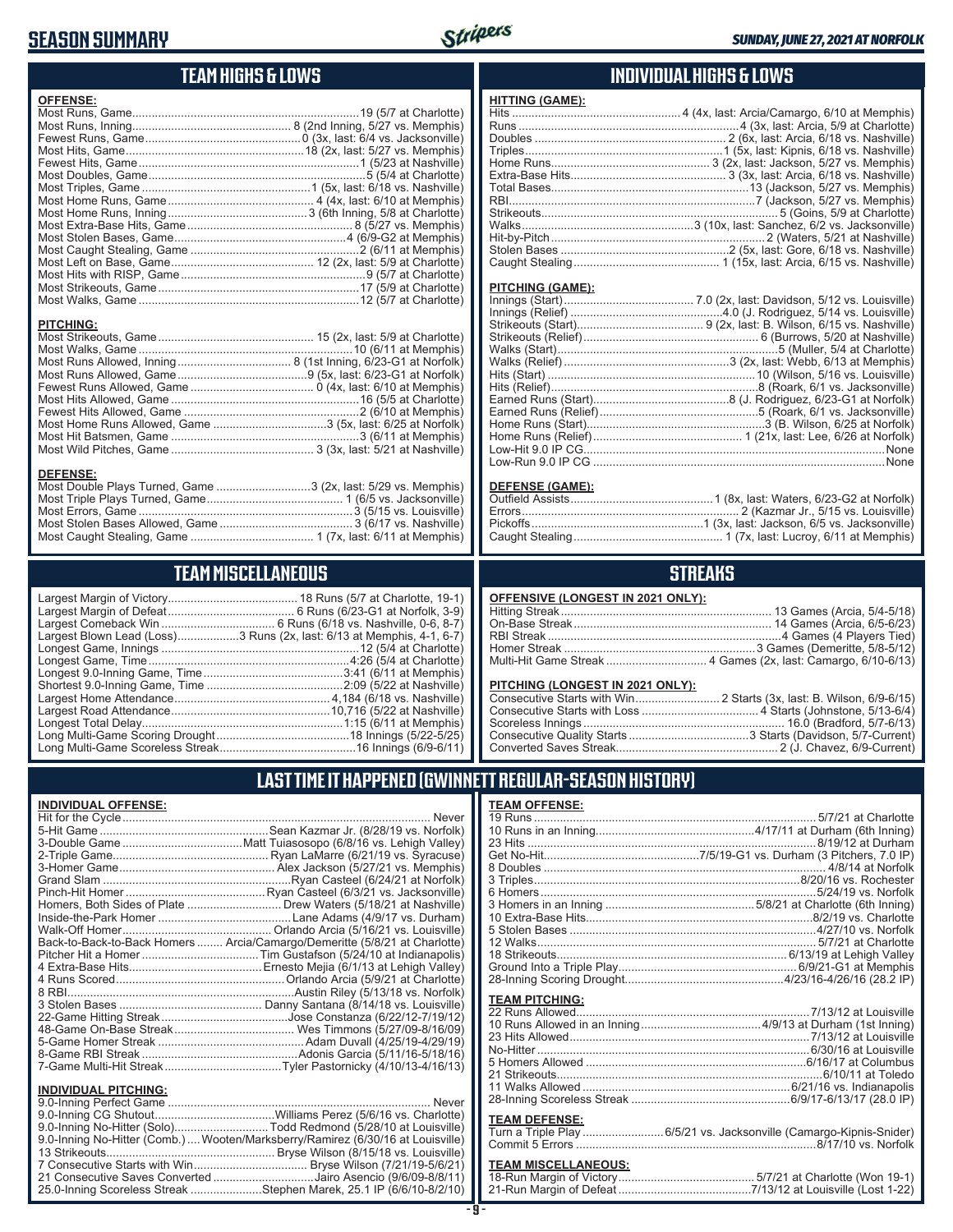# SEASON SUMMARY

SUNDAY, JUNE 27, 2021 AT NORFOLK

## TEAM HIGHS & LOWS

**OFFENSE:**

| | |
|---|---|
| Most Runs, Game | 19 (5/7 at Charlotte) |
| Most Runs, Inning | 8 (2nd Inning, 5/27 vs. Memphis) |
| Fewest Runs, Game | 0 (3x, last: 6/4 vs. Jacksonville) |
| Most Hits, Game | 18 (2x, last: 5/27 vs. Memphis) |
| Fewest Hits, Game | 1 (5/23 at Nashville) |
| Most Doubles, Game | 5 (5/4 at Charlotte) |
| Most Triples, Game | 1 (5x, last: 6/18 vs. Nashville) |
| Most Home Runs, Game | 4 (4x, last: 6/10 at Memphis) |
| Most Home Runs, Inning | 3 (6th Inning, 5/8 at Charlotte) |
| Most Extra-Base Hits, Game | 8 (5/27 vs. Memphis) |
| Most Stolen Bases, Game | 4 (6/9-G2 at Memphis) |
| Most Caught Stealing, Game | 2 (6/11 at Memphis) |
| Most Left on Base, Game | 12 (2x, last: 5/9 at Charlotte) |
| Most Hits with RISP, Game | 9 (5/7 at Charlotte) |
| Most Strikeouts, Game | 17 (5/9 at Charlotte) |
| Most Walks, Game | 12 (5/7 at Charlotte) |

**PITCHING:**

| | |
|---|---|
| Most Strikeouts, Game | 15 (2x, last: 5/9 at Charlotte) |
| Most Walks, Game | 10 (6/11 at Memphis) |
| Most Runs Allowed, Inning | 8 (1st Inning, 6/23-G1 at Norfolk) |
| Most Runs Allowed, Game | 9 (5x, last: 6/23-G1 at Norfolk) |
| Fewest Runs Allowed, Game | 0 (4x, last: 6/10 at Memphis) |
| Most Hits Allowed, Game | 16 (5/5 at Charlotte) |
| Fewest Hits Allowed, Game | 2 (6/10 at Memphis) |
| Most Home Runs Allowed, Game | 3 (5x, last: 6/25 at Norfolk) |
| Most Hit Batsmen, Game | 3 (6/11 at Memphis) |
| Most Wild Pitches, Game | 3 (3x, last: 5/21 at Nashville) |

**DEFENSE:**

| | |
|---|---|
| Most Double Plays Turned, Game | 3 (2x, last: 5/29 vs. Memphis) |
| Most Triple Plays Turned, Game | 1 (6/5 vs. Jacksonville) |
| Most Errors, Game | 3 (5/15 vs. Louisville) |
| Most Stolen Bases Allowed, Game | 3 (6/17 vs. Nashville) |
| Most Caught Stealing, Game | 1 (7x, last: 6/11 at Memphis) |

## INDIVIDUAL HIGHS & LOWS

**HITTING (GAME):**

| | |
|---|---|
| Hits | 4 (4x, last: Arcia/Camargo, 6/10 at Memphis) |
| Runs | 4 (3x, last: Arcia, 5/9 at Charlotte) |
| Doubles | 2 (6x, last: Arcia, 6/18 vs. Nashville) |
| Triples | 1 (5x, last: Kipnis, 6/18 vs. Nashville) |
| Home Runs | 3 (2x, last: Jackson, 5/27 vs. Memphis) |
| Extra-Base Hits | 3 (3x, last: Arcia, 6/18 vs. Nashville) |
| Total Bases | 13 (Jackson, 5/27 vs. Memphis) |
| RBI | 7 (Jackson, 5/27 vs. Memphis) |
| Strikeouts | 5 (Goins, 5/9 at Charlotte) |
| Walks | 3 (10x, last: Sanchez, 6/2 vs. Jacksonville) |
| Hit-by-Pitch | 2 (Waters, 5/21 at Nashville) |
| Stolen Bases | 2 (5x, last: Gore, 6/18 vs. Nashville) |
| Caught Stealing | 1 (15x, last: Arcia, 6/15 vs. Nashville) |

**PITCHING (GAME):**

| | |
|---|---|
| Innings (Start) | 7.0 (2x, last: Davidson, 5/12 vs. Louisville) |
| Innings (Relief) | 4.0 (J. Rodriguez, 5/14 vs. Louisville) |
| Strikeouts (Start) | 9 (2x, last: B. Wilson, 6/15 vs. Nashville) |
| Strikeouts (Relief) | 6 (Burrows, 5/20 at Nashville) |
| Walks (Start) | 5 (Muller, 5/4 at Charlotte) |
| Walks (Relief) | 3 (2x, last: Webb, 6/13 at Memphis) |
| Hits (Start) | 10 (Wilson, 5/16 vs. Louisville) |
| Hits (Relief) | 8 (Roark, 6/1 vs. Jacksonville) |
| Earned Runs (Start) | 8 (J. Rodriguez, 6/23-G1 at Norfolk) |
| Earned Runs (Relief) | 5 (Roark, 6/1 vs. Jacksonville) |
| Home Runs (Start) | 3 (B. Wilson, 6/25 at Norfolk) |
| Home Runs (Relief) | 1 (21x, last: Lee, 6/26 at Norfolk) |
| Low-Hit 9.0 IP CG | None |
| Low-Run 9.0 IP CG | None |

**DEFENSE (GAME):**

| | |
|---|---|
| Outfield Assists | 1 (8x, last: Waters, 6/23-G2 at Norfolk) |
| Errors | 2 (Kazmar Jr., 5/15 vs. Louisville) |
| Pickoffs | 1 (3x, last: Jackson, 6/5 vs. Jacksonville) |
| Caught Stealing | 1 (7x, last: Lucroy, 6/11 at Memphis) |

## TEAM MISCELLANEOUS

| | |
|---|---|
| Largest Margin of Victory | 18 Runs (5/7 at Charlotte, 19-1) |
| Largest Margin of Defeat | 6 Runs (6/23-G1 at Norfolk, 3-9) |
| Largest Comeback Win | 6 Runs (6/18 vs. Nashville, 0-6, 8-7) |
| Largest Blown Lead (Loss) | 3 Runs (2x, last: 6/13 at Memphis, 4-1, 6-7) |
| Longest Game, Innings | 12 (5/4 at Charlotte) |
| Longest Game, Time | 4:26 (5/4 at Charlotte) |
| Longest 9.0-Inning Game, Time | 3:41 (6/11 at Memphis) |
| Shortest 9.0-Inning Game, Time | 2:09 (5/22 at Nashville) |
| Largest Home Attendance | 4,184 (6/18 vs. Nashville) |
| Largest Road Attendance | 10,716 (5/22 at Nashville) |
| Longest Total Delay | 1:15 (6/11 at Memphis) |
| Long Multi-Game Scoring Drought | 18 Innings (5/22-5/25) |
| Long Multi-Game Scoreless Streak | 16 Innings (6/9-6/11) |

## STREAKS

**OFFENSIVE (LONGEST IN 2021 ONLY):**

| | |
|---|---|
| Hitting Streak | 13 Games (Arcia, 5/4-5/18) |
| On-Base Streak | 14 Games (Arcia, 6/5-6/23) |
| RBI Streak | 4 Games (4 Players Tied) |
| Homer Streak | 3 Games (Demeritte, 5/8-5/12) |
| Multi-Hit Game Streak | 4 Games (2x, last: Camargo, 6/10-6/13) |

**PITCHING (LONGEST IN 2021 ONLY):**

| | |
|---|---|
| Consecutive Starts with Win | 2 Starts (3x, last: B. Wilson, 6/9-6/15) |
| Consecutive Starts with Loss | 4 Starts (Johnstone, 5/13-6/4) |
| Scoreless Innings | 16.0 (Bradford, 5/7-6/13) |
| Consecutive Quality Starts | 3 Starts (Davidson, 5/7-Current) |
| Converted Saves Streak | 2 (J. Chavez, 6/9-Current) |

## LAST TIME IT HAPPENED (GWINNETT REGULAR-SEASON HISTORY)

**INDIVIDUAL OFFENSE:**

| | |
|---|---|
| Hit for the Cycle | Never |
| 5-Hit Game | Sean Kazmar Jr. (8/28/19 vs. Norfolk) |
| 3-Double Game | Matt Tuiasosopo (6/8/16 vs. Lehigh Valley) |
| 2-Triple Game | Ryan LaMarre (6/21/19 vs. Syracuse) |
| 3-Homer Game | Alex Jackson (5/27/21 vs. Memphis) |
| Grand Slam | Ryan Casteel (6/24/21 at Norfolk) |
| Pinch-Hit Homer | Ryan Casteel (6/3/21 vs. Jacksonville) |
| Homers, Both Sides of Plate | Drew Waters (5/18/21 at Nashville) |
| Inside-the-Park Homer | Lane Adams (4/9/17 vs. Durham) |
| Walk-Off Homer | Orlando Arcia (5/16/21 vs. Louisville) |
| Back-to-Back-to-Back Homers | Arcia/Camargo/Demeritte (5/8/21 at Charlotte) |
| Pitcher Hit a Homer | Tim Gustafson (5/24/10 at Indianapolis) |
| 4 Extra-Base Hits | Ernesto Mejia (6/1/13 at Lehigh Valley) |
| 4 Runs Scored | Orlando Arcia (5/9/21 at Charlotte) |
| 8 RBI | Austin Riley (5/13/18 vs. Norfolk) |
| 3 Stolen Bases | Danny Santana (8/14/18 vs. Louisville) |
| 22-Game Hitting Streak | Jose Constanza (6/22/12-7/19/12) |
| 48-Game On-Base Streak | Wes Timmons (5/27/09-8/16/09) |
| 5-Game Homer Streak | Adam Duvall (4/25/19-4/29/19) |
| 8-Game RBI Streak | Adonis Garcia (5/11/16-5/18/16) |
| 7-Game Multi-Hit Streak | Tyler Pastornicky (4/10/13-4/16/13) |

**INDIVIDUAL PITCHING:**

| | |
|---|---|
| 9.0-Inning Perfect Game | Never |
| 9.0-Inning CG Shutout | Williams Perez (5/6/16 vs. Charlotte) |
| 9.0-Inning No-Hitter (Solo) | Todd Redmond (5/28/10 at Louisville) |
| 9.0-Inning No-Hitter (Comb.) | Wooten/Marksberry/Ramirez (6/30/16 at Louisville) |
| 13 Strikeouts | Bryse Wilson (8/15/18 vs. Louisville) |
| 7 Consecutive Starts with Win | Bryse Wilson (7/21/19-5/6/21) |
| 21 Consecutive Saves Converted | Jairo Asencio (9/6/09-8/8/11) |
| 25.0-Inning Scoreless Streak | Stephen Marek, 25.1 IP (6/6/10-8/2/10) |

**TEAM OFFENSE:**

| | |
|---|---|
| 19 Runs | 5/7/21 at Charlotte |
| 10 Runs in an Inning | 4/17/11 at Durham (6th Inning) |
| 23 Hits | 8/19/12 at Durham |
| Get No-Hit | 7/5/19-G1 vs. Durham (3 Pitchers, 7.0 IP) |
| 8 Doubles | 4/8/14 at Norfolk |
| 3 Triples | 8/20/16 vs. Rochester |
| 6 Homers | 5/24/19 vs. Norfolk |
| 3 Homers in an Inning | 5/8/21 at Charlotte (6th Inning) |
| 10 Extra-Base Hits | 8/2/19 vs. Charlotte |
| 5 Stolen Bases | 4/27/10 vs. Norfolk |
| 12 Walks | 5/7/21 at Charlotte |
| 18 Strikeouts | 6/13/19 at Lehigh Valley |
| Ground Into a Triple Play | 6/9/21-G1 at Memphis |
| 28-Inning Scoring Drought | 4/23/16-4/26/16 (28.2 IP) |

**TEAM PITCHING:**

| | |
|---|---|
| 22 Runs Allowed | 7/13/12 at Louisville |
| 10 Runs Allowed in an Inning | 4/9/13 at Durham (1st Inning) |
| 23 Hits Allowed | 7/13/12 at Louisville |
| No-Hitter | 6/30/16 at Louisville |
| 5 Homers Allowed | 6/16/17 at Columbus |
| 21 Strikeouts | 6/10/11 at Toledo |
| 11 Walks Allowed | 6/21/16 vs. Indianapolis |
| 28-Inning Scoreless Streak | 6/9/17-6/13/17 (28.0 IP) |

**TEAM DEFENSE:**

| | |
|---|---|
| Turn a Triple Play | 6/5/21 vs. Jacksonville (Camargo-Kipnis-Snider) |
| Commit 5 Errors | 8/17/10 vs. Norfolk |

**TEAM MISCELLANEOUS:**

| | |
|---|---|
| 18-Run Margin of Victory | 5/7/21 at Charlotte (Won 19-1) |
| 21-Run Margin of Defeat | 7/13/12 at Louisville (Lost 1-22) |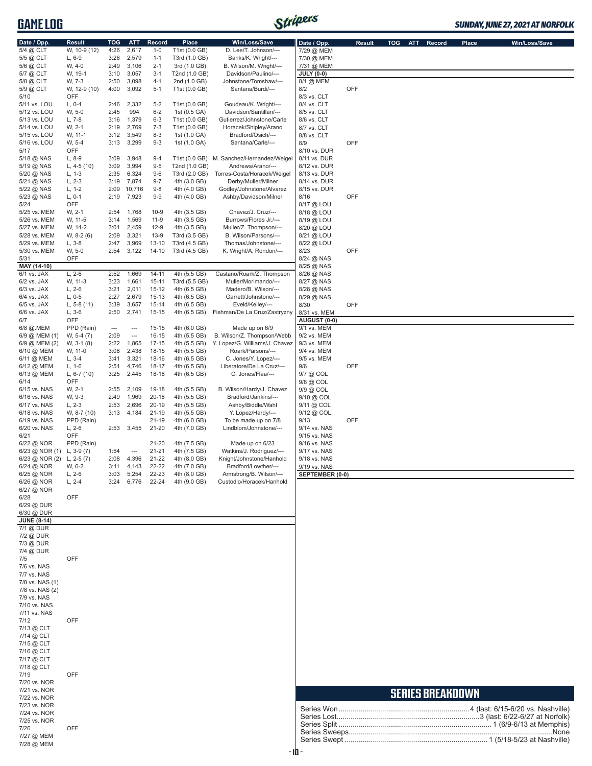# GAME LOG

*SUNDAY, JUNE 27, 2021 AT NORFOLK*

| Date / Opp. | Result | TOG | ATT | Record | Place | Win/Loss/Save |
|---|---|---|---|---|---|---|
| 5/4 @ CLT | W, 10-9 (12) | 4:26 | 2,617 | 1-0 | T1st (0.0 GB) | D. Lee/T. Johnson/--- |
| 5/5 @ CLT | L, 6-9 | 3:26 | 2,579 | 1-1 | T3rd (1.0 GB) | Banks/K. Wright/--- |
| 5/6 @ CLT | W, 4-0 | 2:49 | 3,106 | 2-1 | 3rd (1.0 GB) | B. Wilson/M. Wright/--- |
| 5/7 @ CLT | W, 19-1 | 3:10 | 3,057 | 3-1 | T2nd (1.0 GB) | Davidson/Paulino/--- |
| 5/8 @ CLT | W, 7-3 | 2:50 | 3,098 | 4-1 | 2nd (1.0 GB) | Johnstone/Tomshaw/--- |
| 5/9 @ CLT | W, 12-9 (10) | 4:00 | 3,092 | 5-1 | T1st (0.0 GB) | Santana/Burdi/--- |
| 5/10 | OFF | | | | | |
| 5/11 vs. LOU | L, 0-4 | 2:46 | 2,332 | 5-2 | T1st (0.0 GB) | Goudeau/K. Wright/--- |
| 5/12 vs. LOU | W, 5-0 | 2:45 | 994 | 6-2 | 1st (0.5 GA) | Davidson/Santillan/--- |
| 5/13 vs. LOU | L, 7-8 | 3:16 | 1,379 | 6-3 | T1st (0.0 GB) | Gutierrez/Johnstone/Carle |
| 5/14 vs. LOU | W, 2-1 | 2:19 | 2,769 | 7-3 | T1st (0.0 GB) | Horacek/Shipley/Arano |
| 5/15 vs. LOU | W, 11-1 | 3:12 | 3,549 | 8-3 | 1st (1.0 GA) | Bradford/Osich/--- |
| 5/16 vs. LOU | W, 5-4 | 3:13 | 3,299 | 9-3 | 1st (1.0 GA) | Santana/Carle/--- |
| 5/17 | OFF | | | | | |
| 5/18 @ NAS | L, 8-9 | 3:09 | 3,948 | 9-4 | T1st (0.0 GB) | M. Sanchez/Hernandez/Weigel |
| 5/19 @ NAS | L, 4-5 (10) | 3:09 | 3,994 | 9-5 | T2nd (1.0 GB) | Andrews/Arano/--- |
| 5/20 @ NAS | L, 1-3 | 2:35 | 6,324 | 9-6 | T3rd (2.0 GB) | Torres-Costa/Horacek/Weigel |
| 5/21 @ NAS | L, 2-3 | 3:19 | 7,874 | 9-7 | 4th (3.0 GB) | Derby/Muller/Milner |
| 5/22 @ NAS | L, 1-2 | 2:09 | 10,716 | 9-8 | 4th (4.0 GB) | Godley/Johnstone/Alvarez |
| 5/23 @ NAS | L, 0-1 | 2:19 | 7,923 | 9-9 | 4th (4.0 GB) | Ashby/Davidson/Milner |
| 5/24 | OFF | | | | | |
| 5/25 vs. MEM | W, 2-1 | 2:54 | 1,768 | 10-9 | 4th (3.5 GB) | Chavez/J. Cruz/--- |
| 5/26 vs. MEM | W, 11-5 | 3:14 | 1,569 | 11-9 | 4th (3.5 GB) | Burrows/Flores Jr./--- |
| 5/27 vs. MEM | W, 14-2 | 3:01 | 2,459 | 12-9 | 4th (3.5 GB) | Muller/Z. Thompson/--- |
| 5/28 vs. MEM | W, 8-2 (6) | 2:09 | 3,321 | 13-9 | T3rd (3.5 GB) | B. Wilson/Parsons/--- |
| 5/29 vs. MEM | L, 3-8 | 2:47 | 3,969 | 13-10 | T3rd (4.5 GB) | Thomas/Johnstone/--- |
| 5/30 vs. MEM | W, 5-0 | 2:54 | 3,122 | 14-10 | T3rd (4.5 GB) | K. Wright/A. Rondon/--- |
| 5/31 | OFF | | | | | |
| **MAY (14-10)** | | | | | | |
| 6/1 vs. JAX | L, 2-6 | 2:52 | 1,669 | 14-11 | 4th (5.5 GB) | Castano/Roark/Z. Thompson |
| 6/2 vs. JAX | W, 11-3 | 3:23 | 1,661 | 15-11 | T3rd (5.5 GB) | Muller/Morimando/--- |
| 6/3 vs. JAX | L, 2-6 | 3:21 | 2,011 | 15-12 | 4th (6.5 GB) | Madero/B. Wilson/--- |
| 6/4 vs. JAX | L, 0-5 | 2:27 | 2,679 | 15-13 | 4th (6.5 GB) | Garrett/Johnstone/--- |
| 6/5 vs. JAX | L, 5-8 (11) | 3:39 | 3,657 | 15-14 | 4th (6.5 GB) | Eveld/Kelley/--- |
| 6/6 vs. JAX | L, 3-6 | 2:50 | 2,741 | 15-15 | 4th (6.5 GB) | Fishman/De La Cruz/Zastryzny |
| 6/7 | OFF | | | | | |
| 6/8 @ MEM | PPD (Rain) | --- | --- | 15-15 | 4th (6.0 GB) | Made up on 6/9 |
| 6/9 @ MEM (1) | W, 5-4 (7) | 2:09 | --- | 16-15 | 4th (5.5 GB) | B. Wilson/Z. Thompson/Webb |
| 6/9 @ MEM (2) | W, 3-1 (8) | 2:22 | 1,865 | 17-15 | 4th (5.5 GB) | Y. Lopez/G. Williams/J. Chavez |
| 6/10 @ MEM | W, 11-0 | 3:08 | 2,438 | 18-15 | 4th (5.5 GB) | Roark/Parsons/--- |
| 6/11 @ MEM | L, 3-4 | 3:41 | 3,321 | 18-16 | 4th (6.5 GB) | C. Jones/Y. Lopez/--- |
| 6/12 @ MEM | L, 1-6 | 2:51 | 4,746 | 18-17 | 4th (6.5 GB) | Liberatore/De La Cruz/--- |
| 6/13 @ MEM | L, 6-7 (10) | 3:25 | 2,445 | 18-18 | 4th (6.5 GB) | C. Jones/Flaa/--- |
| 6/14 | OFF | | | | | |
| 6/15 vs. NAS | W, 2-1 | 2:55 | 2,109 | 19-18 | 4th (5.5 GB) | B. Wilson/Hardy/J. Chavez |
| 6/16 vs. NAS | W, 9-3 | 2:49 | 1,969 | 20-18 | 4th (5.5 GB) | Bradford/Jankins/--- |
| 6/17 vs. NAS | L, 2-3 | 2:53 | 2,696 | 20-19 | 4th (5.5 GB) | Ashby/Biddle/Wahl |
| 6/18 vs. NAS | W, 8-7 (10) | 3:13 | 4,184 | 21-19 | 4th (5.5 GB) | Y. Lopez/Hardy/--- |
| 6/19 vs. NAS | PPD (Rain) | | | 21-19 | 4th (6.0 GB) | To be made up on 7/8 |
| 6/20 vs. NAS | L, 2-6 | 2:53 | 3,455 | 21-20 | 4th (7.0 GB) | Lindblom/Johnstone/--- |
| 6/21 | OFF | | | | | |
| 6/22 @ NOR | PPD (Rain) | | | 21-20 | 4th (7.5 GB) | Made up on 6/23 |
| 6/23 @ NOR (1) | L, 3-9 (7) | 1:54 | --- | 21-21 | 4th (7.5 GB) | Watkins/J. Rodriguez/--- |
| 6/23 @ NOR (2) | L, 2-5 (7) | 2:08 | 4,396 | 21-22 | 4th (8.0 GB) | Knight/Johnstone/Hanhold |
| 6/24 @ NOR | W, 6-2 | 3:11 | 4,143 | 22-22 | 4th (7.0 GB) | Bradford/Lowther/--- |
| 6/25 @ NOR | L, 2-6 | 3:03 | 5,254 | 22-23 | 4th (8.0 GB) | Armstrong/B. Wilson/--- |
| 6/26 @ NOR | L, 2-4 | 3:24 | 6,776 | 22-24 | 4th (9.0 GB) | Custodio/Horacek/Hanhold |
| 6/27 @ NOR | | | | | | |
| 6/28 | OFF | | | | | |
| 6/29 @ DUR | | | | | | |
| 6/30 @ DUR | | | | | | |
| **JUNE (8-14)** | | | | | | |
| 7/1 @ DUR | | | | | | |
| 7/2 @ DUR | | | | | | |
| 7/3 @ DUR | | | | | | |
| 7/4 @ DUR | | | | | | |
| 7/5 | OFF | | | | | |
| 7/6 vs. NAS | | | | | | |
| 7/7 vs. NAS | | | | | | |
| 7/8 vs. NAS (1) | | | | | | |
| 7/8 vs. NAS (2) | | | | | | |
| 7/9 vs. NAS | | | | | | |
| 7/10 vs. NAS | | | | | | |
| 7/11 vs. NAS | | | | | | |
| 7/12 | OFF | | | | | |
| 7/13 @ CLT | | | | | | |
| 7/14 @ CLT | | | | | | |
| 7/15 @ CLT | | | | | | |
| 7/16 @ CLT | | | | | | |
| 7/17 @ CLT | | | | | | |
| 7/18 @ CLT | | | | | | |
| 7/19 | OFF | | | | | |
| 7/20 vs. NOR | | | | | | |
| 7/21 vs. NOR | | | | | | |
| 7/22 vs. NOR | | | | | | |
| 7/23 vs. NOR | | | | | | |
| 7/24 vs. NOR | | | | | | |
| 7/25 vs. NOR | | | | | | |
| 7/26 | OFF | | | | | |
| 7/27 @ MEM | | | | | | |
| 7/28 @ MEM | | | | | | |
| 7/29 @ MEM | | | | | | |
| 7/30 @ MEM | | | | | | |
| 7/31 @ MEM | | | | | | |
| **JULY (0-0)** | | | | | | |
| 8/1 @ MEM | | | | | | |
| 8/2 | OFF | | | | | |
| 8/3 vs. CLT | | | | | | |
| 8/4 vs. CLT | | | | | | |
| 8/5 vs. CLT | | | | | | |
| 8/6 vs. CLT | | | | | | |
| 8/7 vs. CLT | | | | | | |
| 8/8 vs. CLT | | | | | | |
| 8/9 | OFF | | | | | |
| 8/10 vs. DUR | | | | | | |
| 8/11 vs. DUR | | | | | | |
| 8/12 vs. DUR | | | | | | |
| 8/13 vs. DUR | | | | | | |
| 8/14 vs. DUR | | | | | | |
| 8/15 vs. DUR | | | | | | |
| 8/16 | OFF | | | | | |
| 8/17 @ LOU | | | | | | |
| 8/18 @ LOU | | | | | | |
| 8/19 @ LOU | | | | | | |
| 8/20 @ LOU | | | | | | |
| 8/21 @ LOU | | | | | | |
| 8/22 @ LOU | | | | | | |
| 8/23 | OFF | | | | | |
| 8/24 @ NAS | | | | | | |
| 8/25 @ NAS | | | | | | |
| 8/26 @ NAS | | | | | | |
| 8/27 @ NAS | | | | | | |
| 8/28 @ NAS | | | | | | |
| 8/29 @ NAS | | | | | | |
| 8/30 | OFF | | | | | |
| 8/31 vs. MEM | | | | | | |
| **AUGUST (0-0)** | | | | | | |
| 9/1 vs. MEM | | | | | | |
| 9/2 vs. MEM | | | | | | |
| 9/3 vs. MEM | | | | | | |
| 9/4 vs. MEM | | | | | | |
| 9/5 vs. MEM | | | | | | |
| 9/6 | OFF | | | | | |
| 9/7 @ COL | | | | | | |
| 9/8 @ COL | | | | | | |
| 9/9 @ COL | | | | | | |
| 9/10 @ COL | | | | | | |
| 9/11 @ COL | | | | | | |
| 9/12 @ COL | | | | | | |
| 9/13 | OFF | | | | | |
| 9/14 vs. NAS | | | | | | |
| 9/15 vs. NAS | | | | | | |
| 9/16 vs. NAS | | | | | | |
| 9/17 vs. NAS | | | | | | |
| 9/18 vs. NAS | | | | | | |
| 9/19 vs. NAS | | | | | | |
| **SEPTEMBER (0-0)** | | | | | | |

## SERIES BREAKDOWN

Series Won....4 (last: 6/15-6/20 vs. Nashville)
Series Lost....3 (last: 6/22-6/27 at Norfolk)
Series Split....1 (6/9-6/13 at Memphis)
Series Sweeps....None
Series Swept....1 (5/18-5/23 at Nashville)